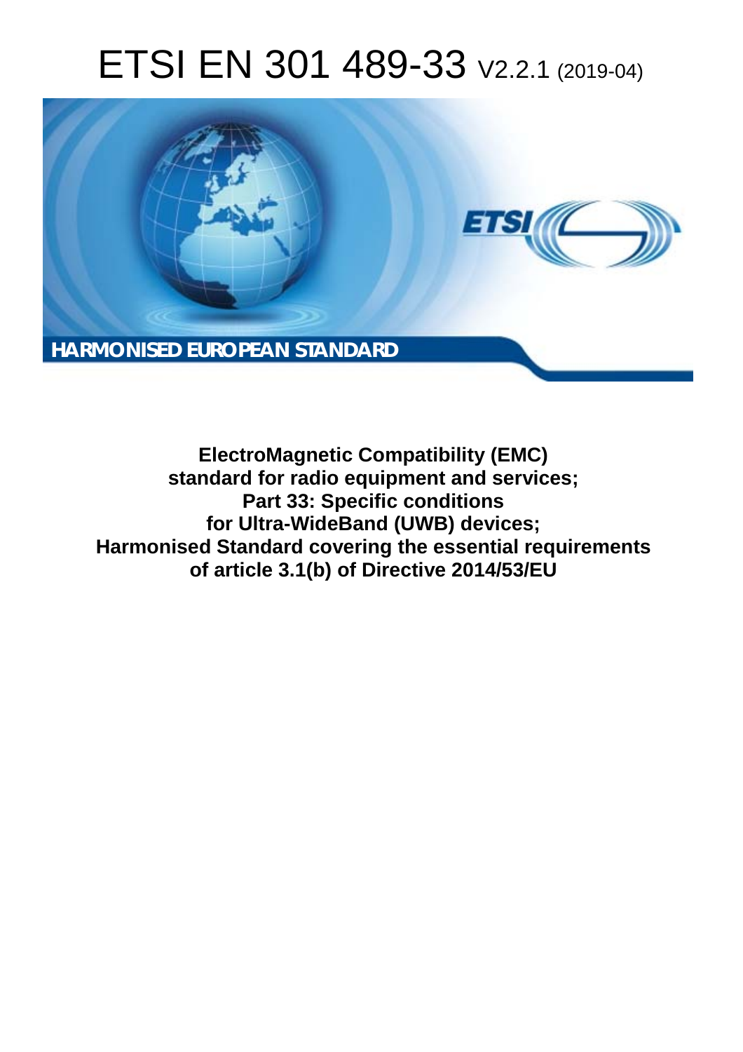# ETSI EN 301 489-33 V2.2.1 (2019-04)

**HARMONISED EUROPEAN STANDARD**

**ElectroMagnetic Compatibility (EMC) standard for radio equipment and services; Part 33: Specific conditions for Ultra-WideBand (UWB) devices; Harmonised Standard covering the essential requirements of article 3.1(b) of Directive 2014/53/EU**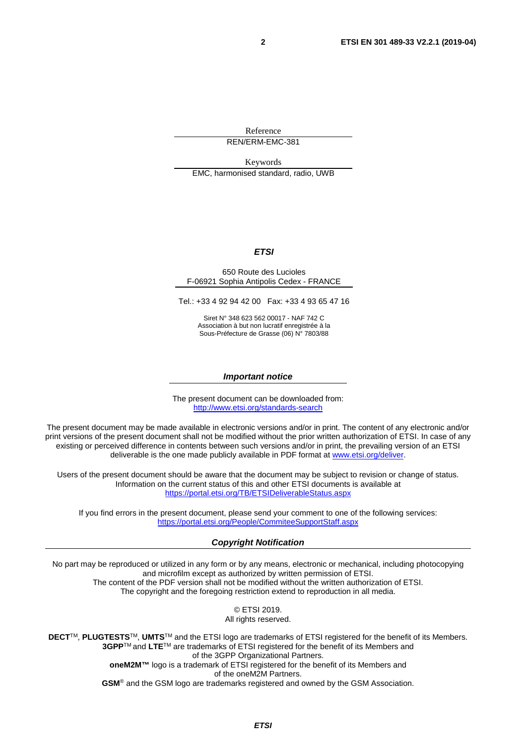Reference

REN/ERM-EMC-381

Keywords

EMC, harmonised standard, radio, UWB

***ETSI***

650 Route des Lucioles
F-06921 Sophia Antipolis Cedex - FRANCE

Tel.: +33 4 92 94 42 00   Fax: +33 4 93 65 47 16

Siret N° 348 623 562 00017 - NAF 742 C
Association à but non lucratif enregistrée à la
Sous-Préfecture de Grasse (06) N° 7803/88

***Important notice***

The present document can be downloaded from:
http://www.etsi.org/standards-search

The present document may be made available in electronic versions and/or in print. The content of any electronic and/or print versions of the present document shall not be modified without the prior written authorization of ETSI. In case of any existing or perceived difference in contents between such versions and/or in print, the prevailing version of an ETSI deliverable is the one made publicly available in PDF format at www.etsi.org/deliver.

Users of the present document should be aware that the document may be subject to revision or change of status. Information on the current status of this and other ETSI documents is available at
https://portal.etsi.org/TB/ETSIDeliverableStatus.aspx

If you find errors in the present document, please send your comment to one of the following services:
https://portal.etsi.org/People/CommiteeSupportStaff.aspx

***Copyright Notification***

No part may be reproduced or utilized in any form or by any means, electronic or mechanical, including photocopying and microfilm except as authorized by written permission of ETSI.
The content of the PDF version shall not be modified without the written authorization of ETSI.
The copyright and the foregoing restriction extend to reproduction in all media.

© ETSI 2019.
All rights reserved.

**DECT**TM, **PLUGTESTS**TM, **UMTS**TM and the ETSI logo are trademarks of ETSI registered for the benefit of its Members.
**3GPP**TM and **LTE**TM are trademarks of ETSI registered for the benefit of its Members and of the 3GPP Organizational Partners.
**oneM2M™** logo is a trademark of ETSI registered for the benefit of its Members and of the oneM2M Partners.
**GSM**® and the GSM logo are trademarks registered and owned by the GSM Association.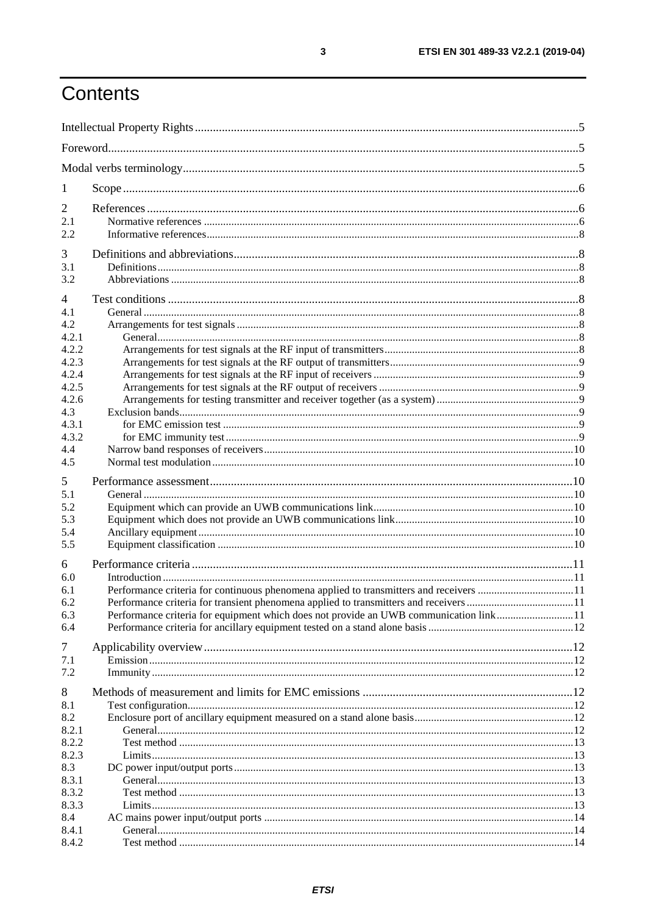# Contents

Intellectual Property Rights .......... 5
Foreword .......... 5
Modal verbs terminology .......... 5

1 Scope .......... 6

2 References .......... 6
2.1 Normative references .......... 6
2.2 Informative references .......... 8

3 Definitions and abbreviations .......... 8
3.1 Definitions .......... 8
3.2 Abbreviations .......... 8

4 Test conditions .......... 8
4.1 General .......... 8
4.2 Arrangements for test signals .......... 8
4.2.1 General .......... 8
4.2.2 Arrangements for test signals at the RF input of transmitters .......... 8
4.2.3 Arrangements for test signals at the RF output of transmitters .......... 9
4.2.4 Arrangements for test signals at the RF input of receivers .......... 9
4.2.5 Arrangements for test signals at the RF output of receivers .......... 9
4.2.6 Arrangements for testing transmitter and receiver together (as a system) .......... 9
4.3 Exclusion bands .......... 9
4.3.1 for EMC emission test .......... 9
4.3.2 for EMC immunity test .......... 9
4.4 Narrow band responses of receivers .......... 10
4.5 Normal test modulation .......... 10

5 Performance assessment .......... 10
5.1 General .......... 10
5.2 Equipment which can provide an UWB communications link .......... 10
5.3 Equipment which does not provide an UWB communications link .......... 10
5.4 Ancillary equipment .......... 10
5.5 Equipment classification .......... 10

6 Performance criteria .......... 11
6.0 Introduction .......... 11
6.1 Performance criteria for continuous phenomena applied to transmitters and receivers .......... 11
6.2 Performance criteria for transient phenomena applied to transmitters and receivers .......... 11
6.3 Performance criteria for equipment which does not provide an UWB communication link .......... 11
6.4 Performance criteria for ancillary equipment tested on a stand alone basis .......... 12

7 Applicability overview .......... 12
7.1 Emission .......... 12
7.2 Immunity .......... 12

8 Methods of measurement and limits for EMC emissions .......... 12
8.1 Test configuration .......... 12
8.2 Enclosure port of ancillary equipment measured on a stand alone basis .......... 12
8.2.1 General .......... 12
8.2.2 Test method .......... 13
8.2.3 Limits .......... 13
8.3 DC power input/output ports .......... 13
8.3.1 General .......... 13
8.3.2 Test method .......... 13
8.3.3 Limits .......... 13
8.4 AC mains power input/output ports .......... 14
8.4.1 General .......... 14
8.4.2 Test method .......... 14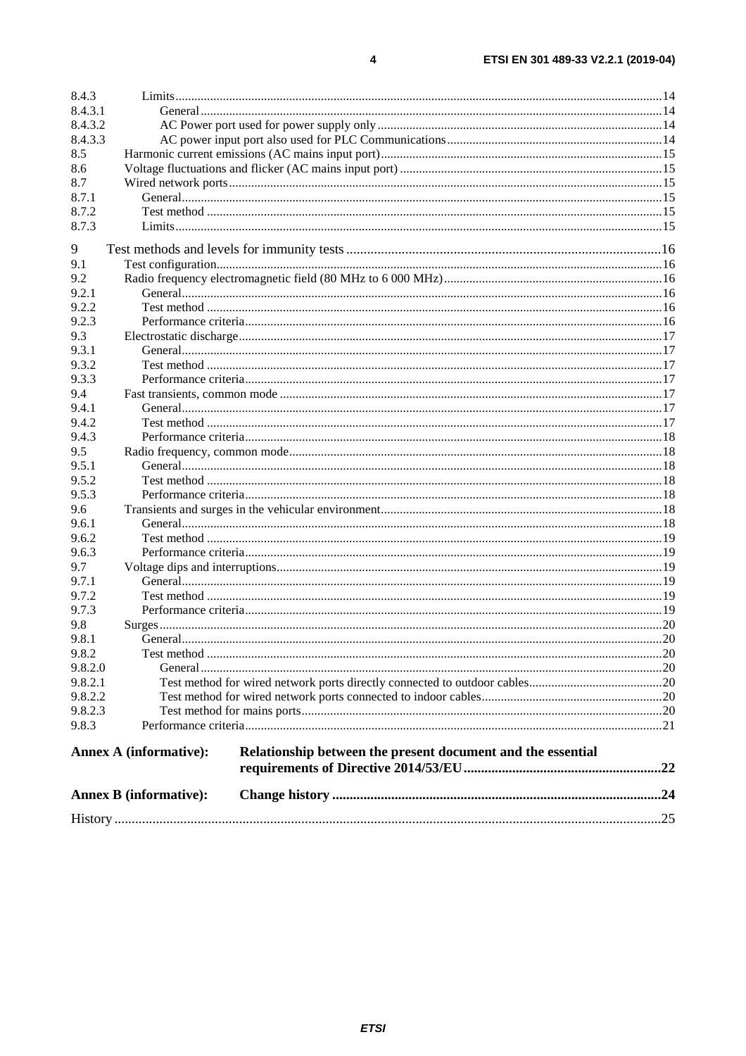8.4.3 Limits ..... 14
8.4.3.1 General ..... 14
8.4.3.2 AC Power port used for power supply only ..... 14
8.4.3.3 AC power input port also used for PLC Communications ..... 14
8.5 Harmonic current emissions (AC mains input port) ..... 15
8.6 Voltage fluctuations and flicker (AC mains input port) ..... 15
8.7 Wired network ports ..... 15
8.7.1 General ..... 15
8.7.2 Test method ..... 15
8.7.3 Limits ..... 15

9 Test methods and levels for immunity tests ..... 16
9.1 Test configuration ..... 16
9.2 Radio frequency electromagnetic field (80 MHz to 6 000 MHz) ..... 16
9.2.1 General ..... 16
9.2.2 Test method ..... 16
9.2.3 Performance criteria ..... 16
9.3 Electrostatic discharge ..... 17
9.3.1 General ..... 17
9.3.2 Test method ..... 17
9.3.3 Performance criteria ..... 17
9.4 Fast transients, common mode ..... 17
9.4.1 General ..... 17
9.4.2 Test method ..... 17
9.4.3 Performance criteria ..... 18
9.5 Radio frequency, common mode ..... 18
9.5.1 General ..... 18
9.5.2 Test method ..... 18
9.5.3 Performance criteria ..... 18
9.6 Transients and surges in the vehicular environment ..... 18
9.6.1 General ..... 18
9.6.2 Test method ..... 19
9.6.3 Performance criteria ..... 19
9.7 Voltage dips and interruptions ..... 19
9.7.1 General ..... 19
9.7.2 Test method ..... 19
9.7.3 Performance criteria ..... 19
9.8 Surges ..... 20
9.8.1 General ..... 20
9.8.2 Test method ..... 20
9.8.2.0 General ..... 20
9.8.2.1 Test method for wired network ports directly connected to outdoor cables ..... 20
9.8.2.2 Test method for wired network ports connected to indoor cables ..... 20
9.8.2.3 Test method for mains ports ..... 20
9.8.3 Performance criteria ..... 21

**Annex A (informative): Relationship between the present document and the essential requirements of Directive 2014/53/EU ..... 22**

**Annex B (informative): Change history ..... 24**

History ..... 25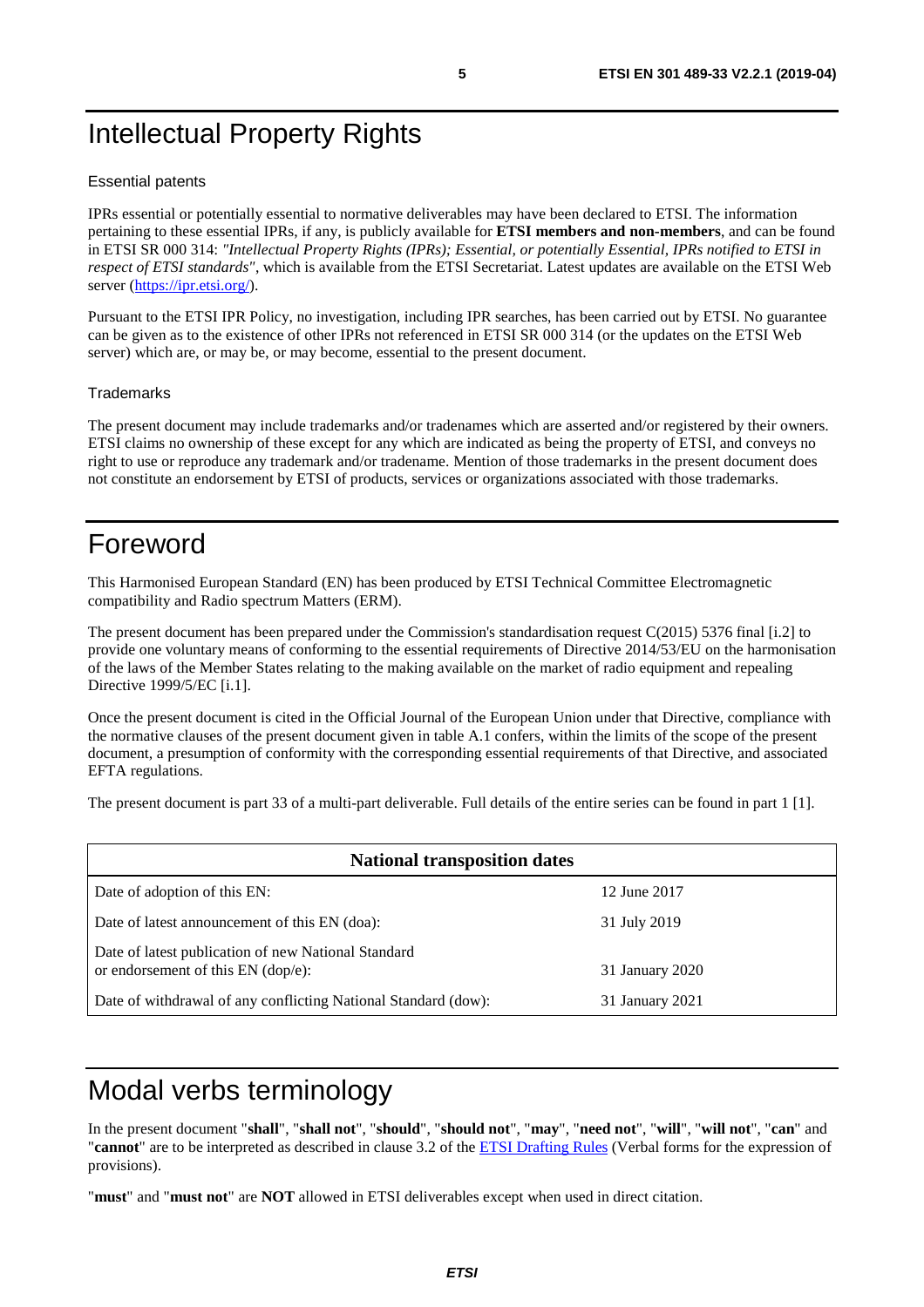# Intellectual Property Rights

### Essential patents

IPRs essential or potentially essential to normative deliverables may have been declared to ETSI. The information pertaining to these essential IPRs, if any, is publicly available for **ETSI members and non-members**, and can be found in ETSI SR 000 314: *"Intellectual Property Rights (IPRs); Essential, or potentially Essential, IPRs notified to ETSI in respect of ETSI standards"*, which is available from the ETSI Secretariat. Latest updates are available on the ETSI Web server (https://ipr.etsi.org/).

Pursuant to the ETSI IPR Policy, no investigation, including IPR searches, has been carried out by ETSI. No guarantee can be given as to the existence of other IPRs not referenced in ETSI SR 000 314 (or the updates on the ETSI Web server) which are, or may be, or may become, essential to the present document.

### Trademarks

The present document may include trademarks and/or tradenames which are asserted and/or registered by their owners. ETSI claims no ownership of these except for any which are indicated as being the property of ETSI, and conveys no right to use or reproduce any trademark and/or tradename. Mention of those trademarks in the present document does not constitute an endorsement by ETSI of products, services or organizations associated with those trademarks.

# Foreword

This Harmonised European Standard (EN) has been produced by ETSI Technical Committee Electromagnetic compatibility and Radio spectrum Matters (ERM).

The present document has been prepared under the Commission's standardisation request C(2015) 5376 final [i.2] to provide one voluntary means of conforming to the essential requirements of Directive 2014/53/EU on the harmonisation of the laws of the Member States relating to the making available on the market of radio equipment and repealing Directive 1999/5/EC [i.1].

Once the present document is cited in the Official Journal of the European Union under that Directive, compliance with the normative clauses of the present document given in table A.1 confers, within the limits of the scope of the present document, a presumption of conformity with the corresponding essential requirements of that Directive, and associated EFTA regulations.

The present document is part 33 of a multi-part deliverable. Full details of the entire series can be found in part 1 [1].

| **National transposition dates** | |
|---|---|
| Date of adoption of this EN: | 12 June 2017 |
| Date of latest announcement of this EN (doa): | 31 July 2019 |
| Date of latest publication of new National Standard or endorsement of this EN (dop/e): | 31 January 2020 |
| Date of withdrawal of any conflicting National Standard (dow): | 31 January 2021 |

# Modal verbs terminology

In the present document "**shall**", "**shall not**", "**should**", "**should not**", "**may**", "**need not**", "**will**", "**will not**", "**can**" and "**cannot**" are to be interpreted as described in clause 3.2 of the ETSI Drafting Rules (Verbal forms for the expression of provisions).

"**must**" and "**must not**" are **NOT** allowed in ETSI deliverables except when used in direct citation.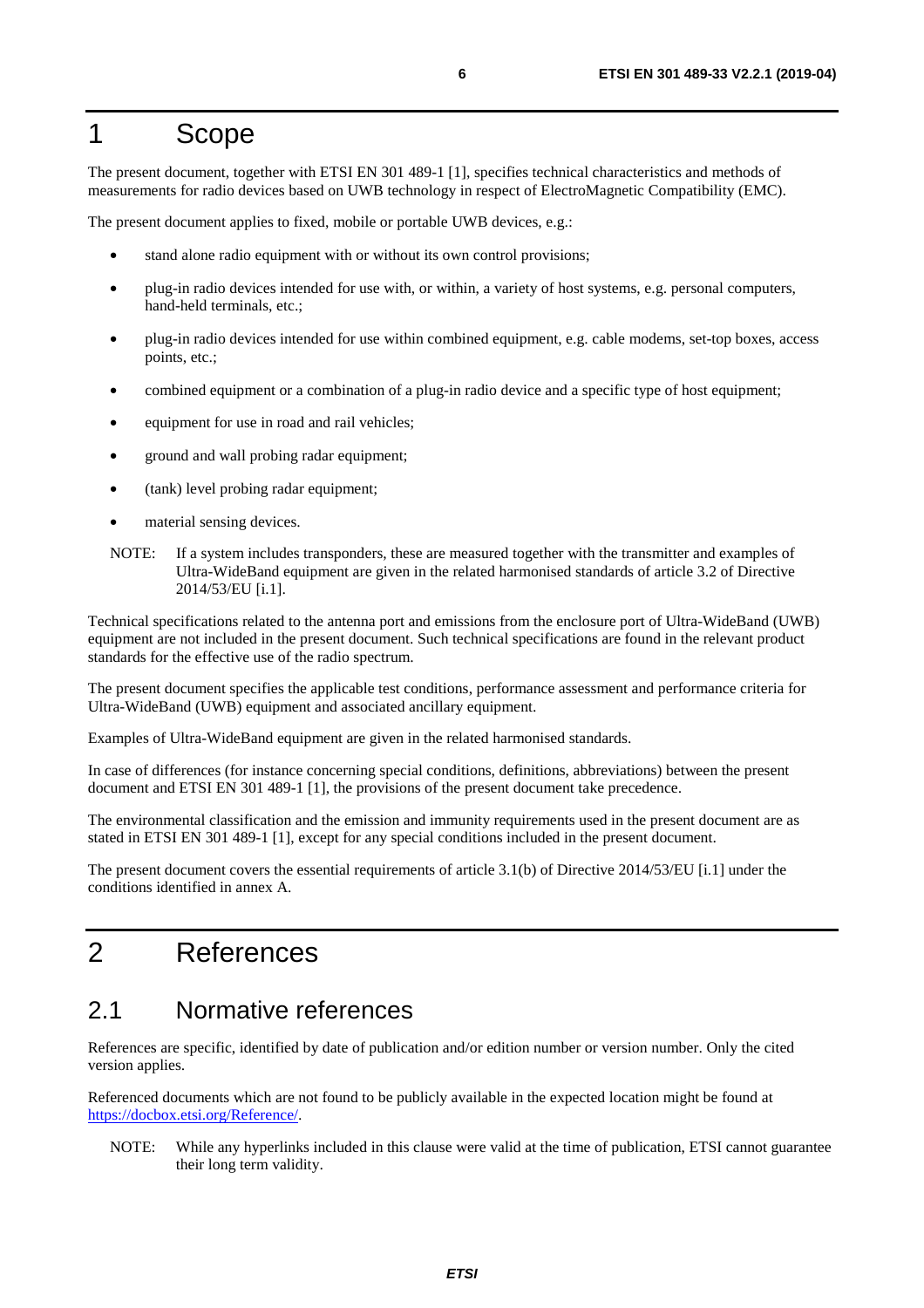# 1 Scope

The present document, together with ETSI EN 301 489-1 [1], specifies technical characteristics and methods of measurements for radio devices based on UWB technology in respect of ElectroMagnetic Compatibility (EMC).

The present document applies to fixed, mobile or portable UWB devices, e.g.:

- stand alone radio equipment with or without its own control provisions;
- plug-in radio devices intended for use with, or within, a variety of host systems, e.g. personal computers, hand-held terminals, etc.;
- plug-in radio devices intended for use within combined equipment, e.g. cable modems, set-top boxes, access points, etc.;
- combined equipment or a combination of a plug-in radio device and a specific type of host equipment;
- equipment for use in road and rail vehicles;
- ground and wall probing radar equipment;
- (tank) level probing radar equipment;
- material sensing devices.

NOTE: If a system includes transponders, these are measured together with the transmitter and examples of Ultra-WideBand equipment are given in the related harmonised standards of article 3.2 of Directive 2014/53/EU [i.1].

Technical specifications related to the antenna port and emissions from the enclosure port of Ultra-WideBand (UWB) equipment are not included in the present document. Such technical specifications are found in the relevant product standards for the effective use of the radio spectrum.

The present document specifies the applicable test conditions, performance assessment and performance criteria for Ultra-WideBand (UWB) equipment and associated ancillary equipment.

Examples of Ultra-WideBand equipment are given in the related harmonised standards.

In case of differences (for instance concerning special conditions, definitions, abbreviations) between the present document and ETSI EN 301 489-1 [1], the provisions of the present document take precedence.

The environmental classification and the emission and immunity requirements used in the present document are as stated in ETSI EN 301 489-1 [1], except for any special conditions included in the present document.

The present document covers the essential requirements of article 3.1(b) of Directive 2014/53/EU [i.1] under the conditions identified in annex A.

# 2 References

## 2.1 Normative references

References are specific, identified by date of publication and/or edition number or version number. Only the cited version applies.

Referenced documents which are not found to be publicly available in the expected location might be found at https://docbox.etsi.org/Reference/.

NOTE: While any hyperlinks included in this clause were valid at the time of publication, ETSI cannot guarantee their long term validity.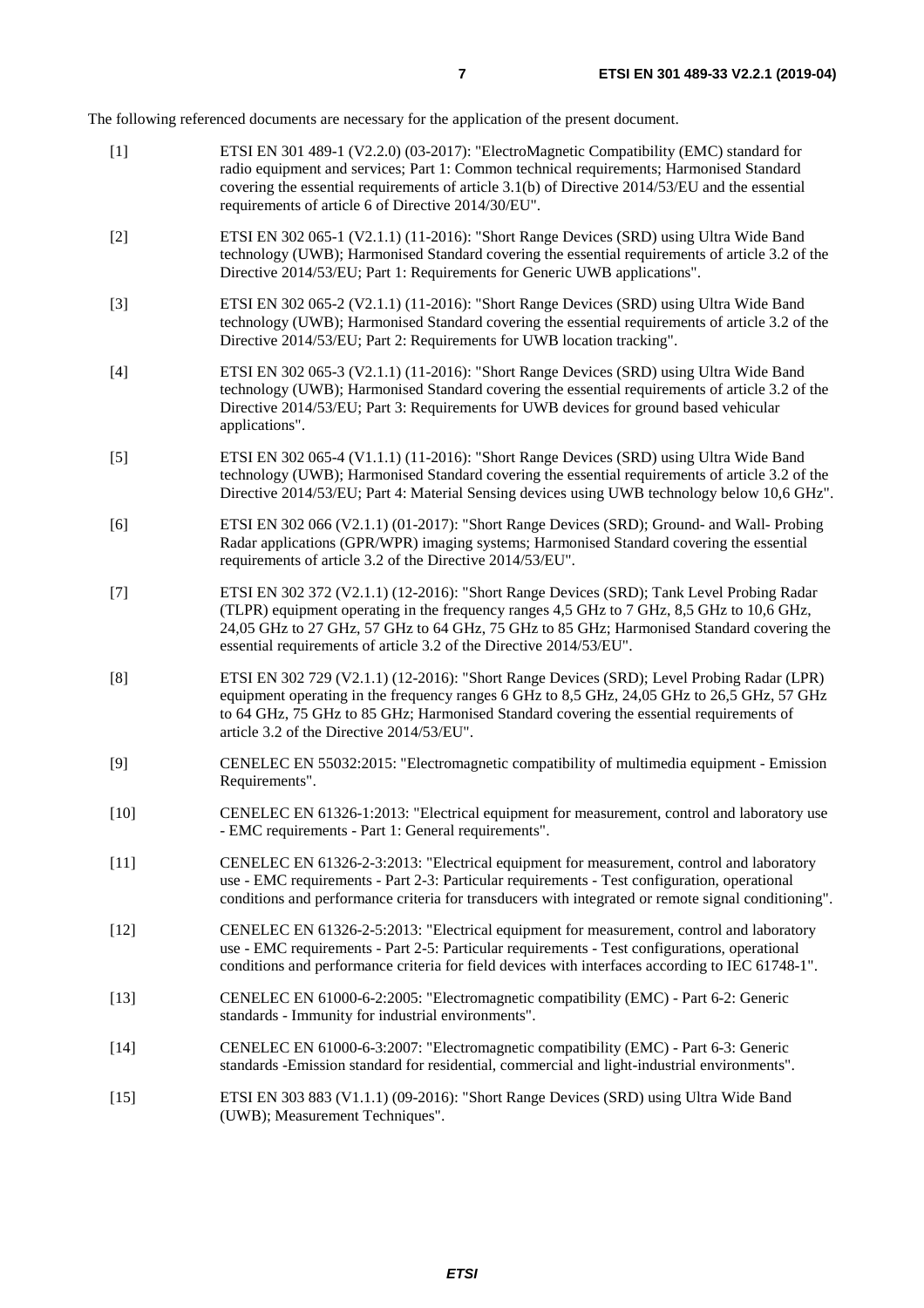The following referenced documents are necessary for the application of the present document.

[1] ETSI EN 301 489-1 (V2.2.0) (03-2017): "ElectroMagnetic Compatibility (EMC) standard for radio equipment and services; Part 1: Common technical requirements; Harmonised Standard covering the essential requirements of article 3.1(b) of Directive 2014/53/EU and the essential requirements of article 6 of Directive 2014/30/EU".

[2] ETSI EN 302 065-1 (V2.1.1) (11-2016): "Short Range Devices (SRD) using Ultra Wide Band technology (UWB); Harmonised Standard covering the essential requirements of article 3.2 of the Directive 2014/53/EU; Part 1: Requirements for Generic UWB applications".

[3] ETSI EN 302 065-2 (V2.1.1) (11-2016): "Short Range Devices (SRD) using Ultra Wide Band technology (UWB); Harmonised Standard covering the essential requirements of article 3.2 of the Directive 2014/53/EU; Part 2: Requirements for UWB location tracking".

[4] ETSI EN 302 065-3 (V2.1.1) (11-2016): "Short Range Devices (SRD) using Ultra Wide Band technology (UWB); Harmonised Standard covering the essential requirements of article 3.2 of the Directive 2014/53/EU; Part 3: Requirements for UWB devices for ground based vehicular applications".

[5] ETSI EN 302 065-4 (V1.1.1) (11-2016): "Short Range Devices (SRD) using Ultra Wide Band technology (UWB); Harmonised Standard covering the essential requirements of article 3.2 of the Directive 2014/53/EU; Part 4: Material Sensing devices using UWB technology below 10,6 GHz".

[6] ETSI EN 302 066 (V2.1.1) (01-2017): "Short Range Devices (SRD); Ground- and Wall- Probing Radar applications (GPR/WPR) imaging systems; Harmonised Standard covering the essential requirements of article 3.2 of the Directive 2014/53/EU".

[7] ETSI EN 302 372 (V2.1.1) (12-2016): "Short Range Devices (SRD); Tank Level Probing Radar (TLPR) equipment operating in the frequency ranges 4,5 GHz to 7 GHz, 8,5 GHz to 10,6 GHz, 24,05 GHz to 27 GHz, 57 GHz to 64 GHz, 75 GHz to 85 GHz; Harmonised Standard covering the essential requirements of article 3.2 of the Directive 2014/53/EU".

[8] ETSI EN 302 729 (V2.1.1) (12-2016): "Short Range Devices (SRD); Level Probing Radar (LPR) equipment operating in the frequency ranges 6 GHz to 8,5 GHz, 24,05 GHz to 26,5 GHz, 57 GHz to 64 GHz, 75 GHz to 85 GHz; Harmonised Standard covering the essential requirements of article 3.2 of the Directive 2014/53/EU".

[9] CENELEC EN 55032:2015: "Electromagnetic compatibility of multimedia equipment - Emission Requirements".

[10] CENELEC EN 61326-1:2013: "Electrical equipment for measurement, control and laboratory use - EMC requirements - Part 1: General requirements".

[11] CENELEC EN 61326-2-3:2013: "Electrical equipment for measurement, control and laboratory use - EMC requirements - Part 2-3: Particular requirements - Test configuration, operational conditions and performance criteria for transducers with integrated or remote signal conditioning".

[12] CENELEC EN 61326-2-5:2013: "Electrical equipment for measurement, control and laboratory use - EMC requirements - Part 2-5: Particular requirements - Test configurations, operational conditions and performance criteria for field devices with interfaces according to IEC 61748-1".

[13] CENELEC EN 61000-6-2:2005: "Electromagnetic compatibility (EMC) - Part 6-2: Generic standards - Immunity for industrial environments".

[14] CENELEC EN 61000-6-3:2007: "Electromagnetic compatibility (EMC) - Part 6-3: Generic standards -Emission standard for residential, commercial and light-industrial environments".

[15] ETSI EN 303 883 (V1.1.1) (09-2016): "Short Range Devices (SRD) using Ultra Wide Band (UWB); Measurement Techniques".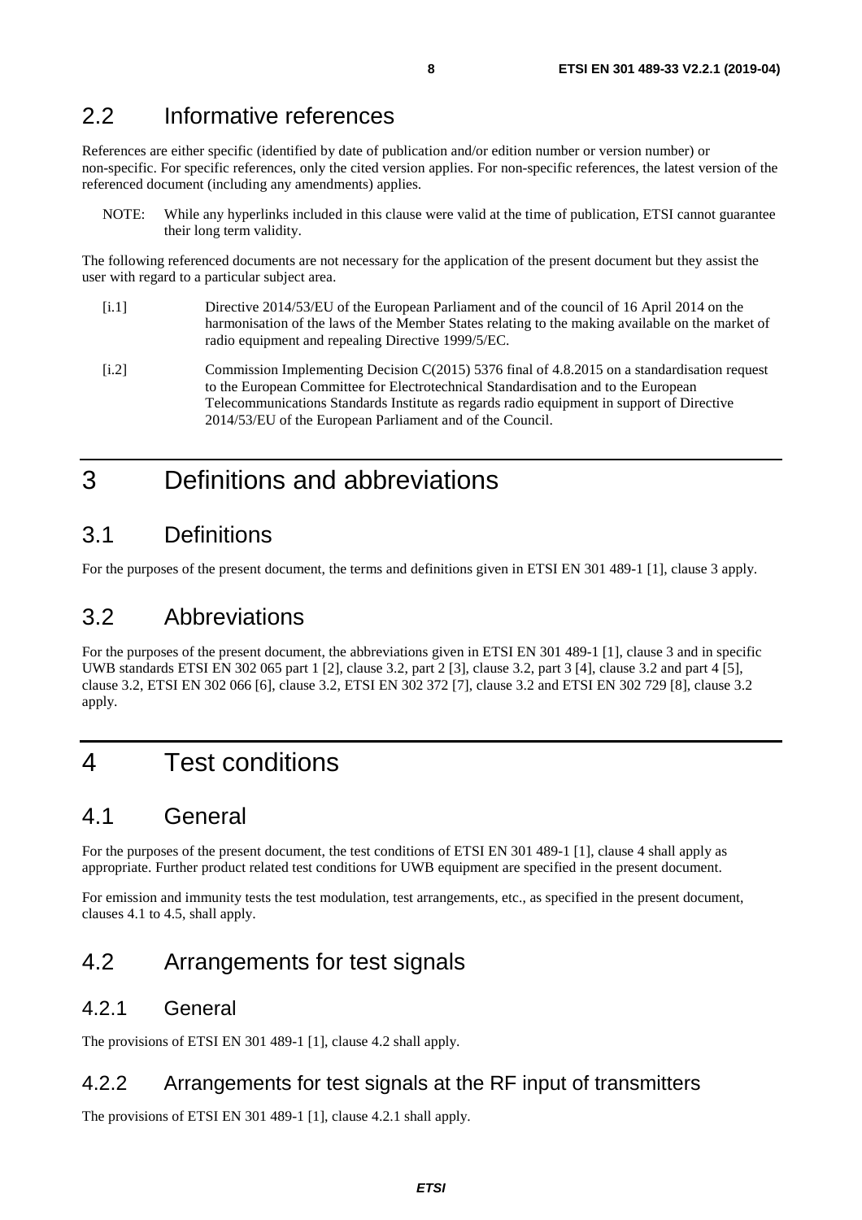## 2.2 Informative references

References are either specific (identified by date of publication and/or edition number or version number) or non-specific. For specific references, only the cited version applies. For non-specific references, the latest version of the referenced document (including any amendments) applies.

NOTE: While any hyperlinks included in this clause were valid at the time of publication, ETSI cannot guarantee their long term validity.

The following referenced documents are not necessary for the application of the present document but they assist the user with regard to a particular subject area.

[i.1] Directive 2014/53/EU of the European Parliament and of the council of 16 April 2014 on the harmonisation of the laws of the Member States relating to the making available on the market of radio equipment and repealing Directive 1999/5/EC.

[i.2] Commission Implementing Decision C(2015) 5376 final of 4.8.2015 on a standardisation request to the European Committee for Electrotechnical Standardisation and to the European Telecommunications Standards Institute as regards radio equipment in support of Directive 2014/53/EU of the European Parliament and of the Council.

# 3 Definitions and abbreviations

## 3.1 Definitions

For the purposes of the present document, the terms and definitions given in ETSI EN 301 489-1 [1], clause 3 apply.

## 3.2 Abbreviations

For the purposes of the present document, the abbreviations given in ETSI EN 301 489-1 [1], clause 3 and in specific UWB standards ETSI EN 302 065 part 1 [2], clause 3.2, part 2 [3], clause 3.2, part 3 [4], clause 3.2 and part 4 [5], clause 3.2, ETSI EN 302 066 [6], clause 3.2, ETSI EN 302 372 [7], clause 3.2 and ETSI EN 302 729 [8], clause 3.2 apply.

# 4 Test conditions

## 4.1 General

For the purposes of the present document, the test conditions of ETSI EN 301 489-1 [1], clause 4 shall apply as appropriate. Further product related test conditions for UWB equipment are specified in the present document.

For emission and immunity tests the test modulation, test arrangements, etc., as specified in the present document, clauses 4.1 to 4.5, shall apply.

## 4.2 Arrangements for test signals

### 4.2.1 General

The provisions of ETSI EN 301 489-1 [1], clause 4.2 shall apply.

### 4.2.2 Arrangements for test signals at the RF input of transmitters

The provisions of ETSI EN 301 489-1 [1], clause 4.2.1 shall apply.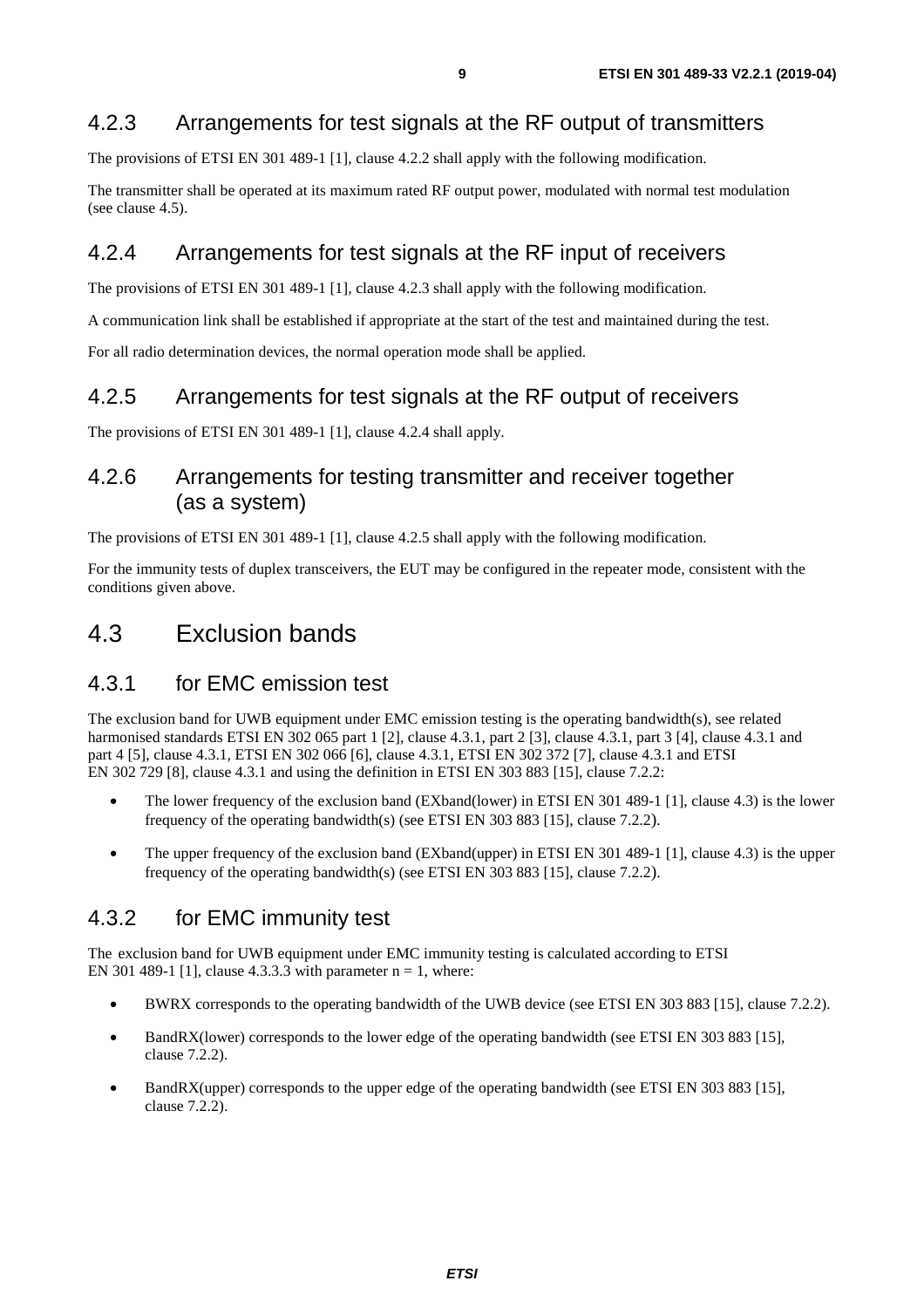### 4.2.3 Arrangements for test signals at the RF output of transmitters

The provisions of ETSI EN 301 489-1 [1], clause 4.2.2 shall apply with the following modification.

The transmitter shall be operated at its maximum rated RF output power, modulated with normal test modulation (see clause 4.5).

### 4.2.4 Arrangements for test signals at the RF input of receivers

The provisions of ETSI EN 301 489-1 [1], clause 4.2.3 shall apply with the following modification.

A communication link shall be established if appropriate at the start of the test and maintained during the test.

For all radio determination devices, the normal operation mode shall be applied.

### 4.2.5 Arrangements for test signals at the RF output of receivers

The provisions of ETSI EN 301 489-1 [1], clause 4.2.4 shall apply.

### 4.2.6 Arrangements for testing transmitter and receiver together (as a system)

The provisions of ETSI EN 301 489-1 [1], clause 4.2.5 shall apply with the following modification.

For the immunity tests of duplex transceivers, the EUT may be configured in the repeater mode, consistent with the conditions given above.

## 4.3 Exclusion bands

### 4.3.1 for EMC emission test

The exclusion band for UWB equipment under EMC emission testing is the operating bandwidth(s), see related harmonised standards ETSI EN 302 065 part 1 [2], clause 4.3.1, part 2 [3], clause 4.3.1, part 3 [4], clause 4.3.1 and part 4 [5], clause 4.3.1, ETSI EN 302 066 [6], clause 4.3.1, ETSI EN 302 372 [7], clause 4.3.1 and ETSI EN 302 729 [8], clause 4.3.1 and using the definition in ETSI EN 303 883 [15], clause 7.2.2:

- The lower frequency of the exclusion band (EXband(lower) in ETSI EN 301 489-1 [1], clause 4.3) is the lower frequency of the operating bandwidth(s) (see ETSI EN 303 883 [15], clause 7.2.2).
- The upper frequency of the exclusion band (EXband(upper) in ETSI EN 301 489-1 [1], clause 4.3) is the upper frequency of the operating bandwidth(s) (see ETSI EN 303 883 [15], clause 7.2.2).

### 4.3.2 for EMC immunity test

The exclusion band for UWB equipment under EMC immunity testing is calculated according to ETSI EN 301 489-1 [1], clause 4.3.3.3 with parameter $n = 1$, where:

- BWRX corresponds to the operating bandwidth of the UWB device (see ETSI EN 303 883 [15], clause 7.2.2).
- BandRX(lower) corresponds to the lower edge of the operating bandwidth (see ETSI EN 303 883 [15], clause 7.2.2).
- BandRX(upper) corresponds to the upper edge of the operating bandwidth (see ETSI EN 303 883 [15], clause 7.2.2).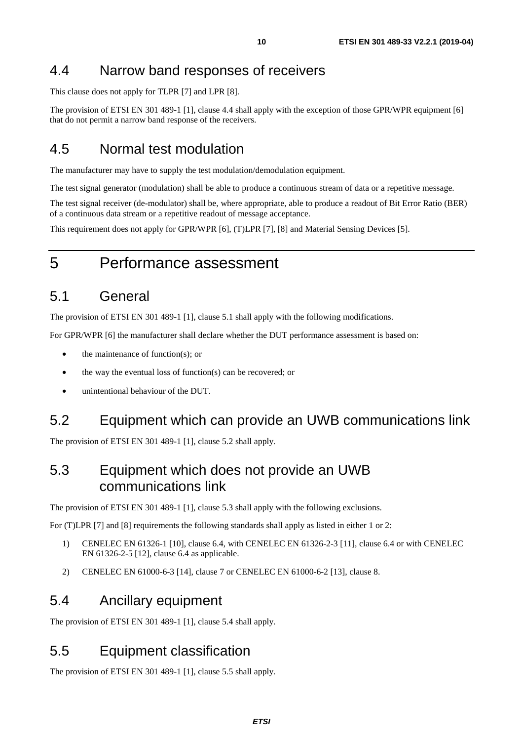## 4.4 Narrow band responses of receivers

This clause does not apply for TLPR [7] and LPR [8].

The provision of ETSI EN 301 489-1 [1], clause 4.4 shall apply with the exception of those GPR/WPR equipment [6] that do not permit a narrow band response of the receivers.

## 4.5 Normal test modulation

The manufacturer may have to supply the test modulation/demodulation equipment.

The test signal generator (modulation) shall be able to produce a continuous stream of data or a repetitive message.

The test signal receiver (de-modulator) shall be, where appropriate, able to produce a readout of Bit Error Ratio (BER) of a continuous data stream or a repetitive readout of message acceptance.

This requirement does not apply for GPR/WPR [6], (T)LPR [7], [8] and Material Sensing Devices [5].

# 5 Performance assessment

## 5.1 General

The provision of ETSI EN 301 489-1 [1], clause 5.1 shall apply with the following modifications.

For GPR/WPR [6] the manufacturer shall declare whether the DUT performance assessment is based on:

- the maintenance of function(s); or
- the way the eventual loss of function(s) can be recovered; or
- unintentional behaviour of the DUT.

## 5.2 Equipment which can provide an UWB communications link

The provision of ETSI EN 301 489-1 [1], clause 5.2 shall apply.

## 5.3 Equipment which does not provide an UWB communications link

The provision of ETSI EN 301 489-1 [1], clause 5.3 shall apply with the following exclusions.

For (T)LPR [7] and [8] requirements the following standards shall apply as listed in either 1 or 2:

1) CENELEC EN 61326-1 [10], clause 6.4, with CENELEC EN 61326-2-3 [11], clause 6.4 or with CENELEC EN 61326-2-5 [12], clause 6.4 as applicable.
2) CENELEC EN 61000-6-3 [14], clause 7 or CENELEC EN 61000-6-2 [13], clause 8.

## 5.4 Ancillary equipment

The provision of ETSI EN 301 489-1 [1], clause 5.4 shall apply.

## 5.5 Equipment classification

The provision of ETSI EN 301 489-1 [1], clause 5.5 shall apply.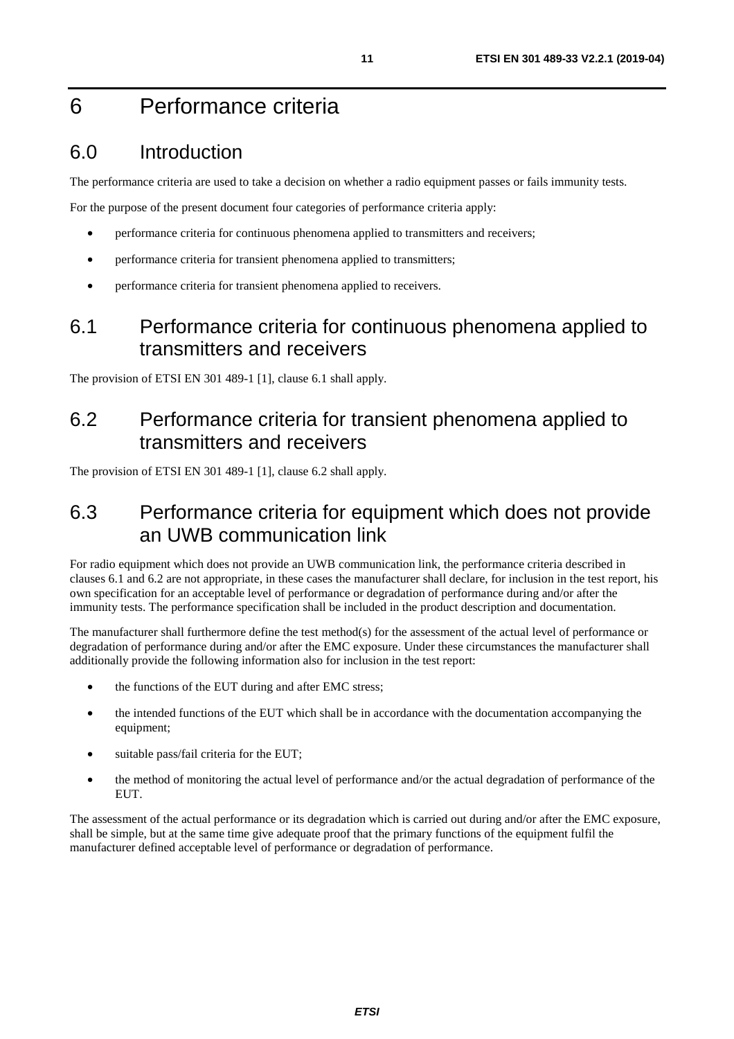# 6 Performance criteria

## 6.0 Introduction

The performance criteria are used to take a decision on whether a radio equipment passes or fails immunity tests.

For the purpose of the present document four categories of performance criteria apply:

- performance criteria for continuous phenomena applied to transmitters and receivers;
- performance criteria for transient phenomena applied to transmitters;
- performance criteria for transient phenomena applied to receivers.

## 6.1 Performance criteria for continuous phenomena applied to transmitters and receivers

The provision of ETSI EN 301 489-1 [1], clause 6.1 shall apply.

## 6.2 Performance criteria for transient phenomena applied to transmitters and receivers

The provision of ETSI EN 301 489-1 [1], clause 6.2 shall apply.

## 6.3 Performance criteria for equipment which does not provide an UWB communication link

For radio equipment which does not provide an UWB communication link, the performance criteria described in clauses 6.1 and 6.2 are not appropriate, in these cases the manufacturer shall declare, for inclusion in the test report, his own specification for an acceptable level of performance or degradation of performance during and/or after the immunity tests. The performance specification shall be included in the product description and documentation.

The manufacturer shall furthermore define the test method(s) for the assessment of the actual level of performance or degradation of performance during and/or after the EMC exposure. Under these circumstances the manufacturer shall additionally provide the following information also for inclusion in the test report:

- the functions of the EUT during and after EMC stress;
- the intended functions of the EUT which shall be in accordance with the documentation accompanying the equipment;
- suitable pass/fail criteria for the EUT;
- the method of monitoring the actual level of performance and/or the actual degradation of performance of the EUT.

The assessment of the actual performance or its degradation which is carried out during and/or after the EMC exposure, shall be simple, but at the same time give adequate proof that the primary functions of the equipment fulfil the manufacturer defined acceptable level of performance or degradation of performance.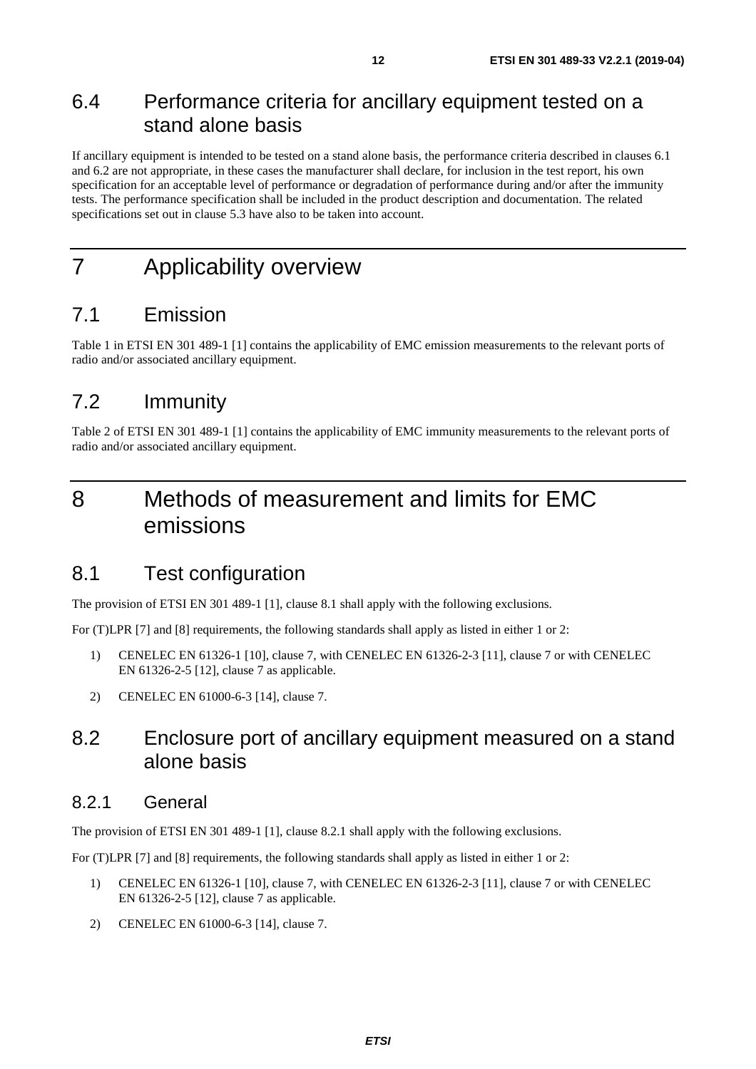## 6.4 Performance criteria for ancillary equipment tested on a stand alone basis

If ancillary equipment is intended to be tested on a stand alone basis, the performance criteria described in clauses 6.1 and 6.2 are not appropriate, in these cases the manufacturer shall declare, for inclusion in the test report, his own specification for an acceptable level of performance or degradation of performance during and/or after the immunity tests. The performance specification shall be included in the product description and documentation. The related specifications set out in clause 5.3 have also to be taken into account.

# 7 Applicability overview

## 7.1 Emission

Table 1 in ETSI EN 301 489-1 [1] contains the applicability of EMC emission measurements to the relevant ports of radio and/or associated ancillary equipment.

## 7.2 Immunity

Table 2 of ETSI EN 301 489-1 [1] contains the applicability of EMC immunity measurements to the relevant ports of radio and/or associated ancillary equipment.

# 8 Methods of measurement and limits for EMC emissions

## 8.1 Test configuration

The provision of ETSI EN 301 489-1 [1], clause 8.1 shall apply with the following exclusions.

For (T)LPR [7] and [8] requirements, the following standards shall apply as listed in either 1 or 2:

1) CENELEC EN 61326-1 [10], clause 7, with CENELEC EN 61326-2-3 [11], clause 7 or with CENELEC EN 61326-2-5 [12], clause 7 as applicable.
2) CENELEC EN 61000-6-3 [14], clause 7.

## 8.2 Enclosure port of ancillary equipment measured on a stand alone basis

### 8.2.1 General

The provision of ETSI EN 301 489-1 [1], clause 8.2.1 shall apply with the following exclusions.

For (T)LPR [7] and [8] requirements, the following standards shall apply as listed in either 1 or 2:

1) CENELEC EN 61326-1 [10], clause 7, with CENELEC EN 61326-2-3 [11], clause 7 or with CENELEC EN 61326-2-5 [12], clause 7 as applicable.
2) CENELEC EN 61000-6-3 [14], clause 7.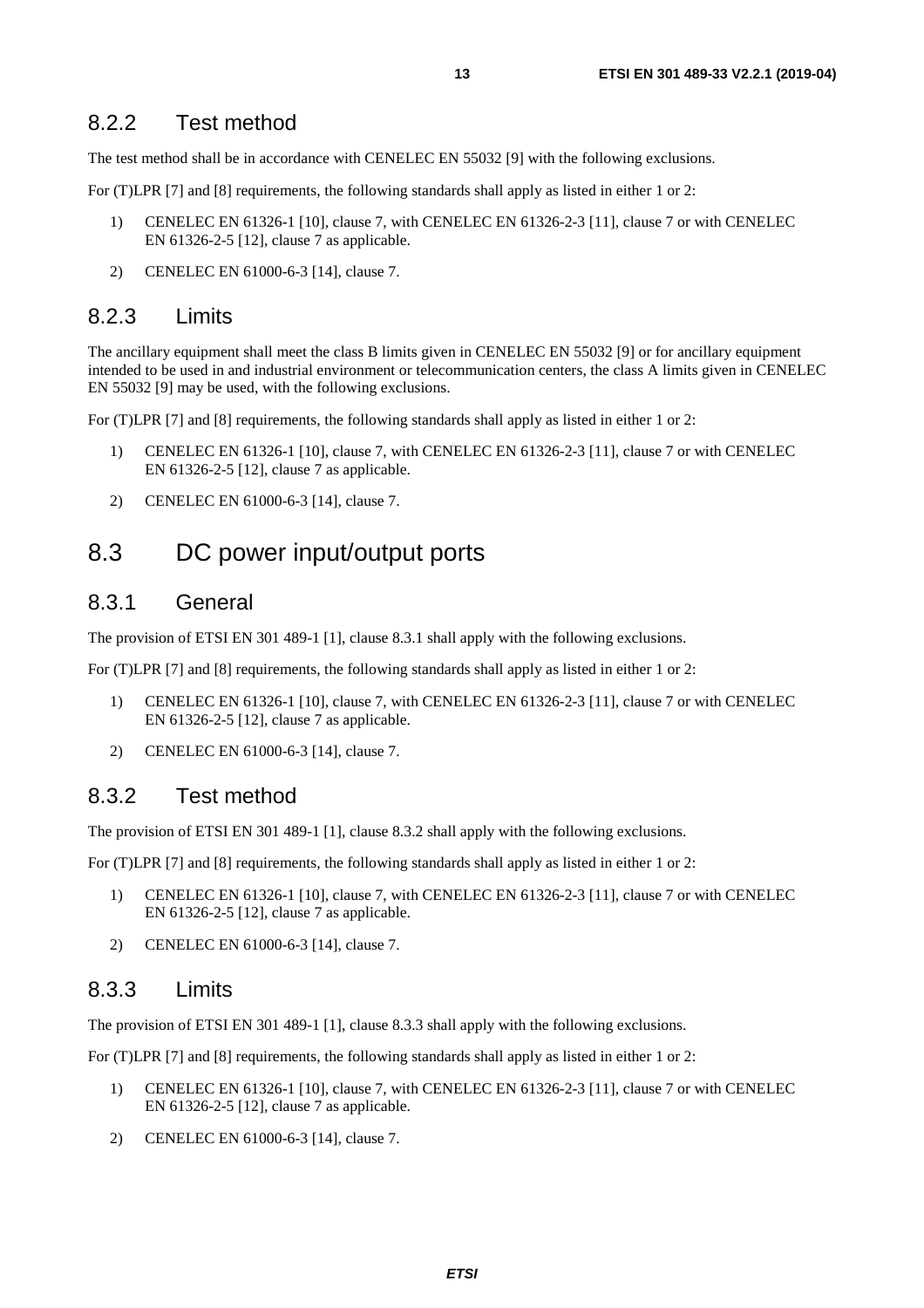### 8.2.2 Test method

The test method shall be in accordance with CENELEC EN 55032 [9] with the following exclusions.

For (T)LPR [7] and [8] requirements, the following standards shall apply as listed in either 1 or 2:

1) CENELEC EN 61326-1 [10], clause 7, with CENELEC EN 61326-2-3 [11], clause 7 or with CENELEC EN 61326-2-5 [12], clause 7 as applicable.
2) CENELEC EN 61000-6-3 [14], clause 7.

### 8.2.3 Limits

The ancillary equipment shall meet the class B limits given in CENELEC EN 55032 [9] or for ancillary equipment intended to be used in and industrial environment or telecommunication centers, the class A limits given in CENELEC EN 55032 [9] may be used, with the following exclusions.

For (T)LPR [7] and [8] requirements, the following standards shall apply as listed in either 1 or 2:

1) CENELEC EN 61326-1 [10], clause 7, with CENELEC EN 61326-2-3 [11], clause 7 or with CENELEC EN 61326-2-5 [12], clause 7 as applicable.
2) CENELEC EN 61000-6-3 [14], clause 7.

## 8.3 DC power input/output ports

### 8.3.1 General

The provision of ETSI EN 301 489-1 [1], clause 8.3.1 shall apply with the following exclusions.

For (T)LPR [7] and [8] requirements, the following standards shall apply as listed in either 1 or 2:

1) CENELEC EN 61326-1 [10], clause 7, with CENELEC EN 61326-2-3 [11], clause 7 or with CENELEC EN 61326-2-5 [12], clause 7 as applicable.
2) CENELEC EN 61000-6-3 [14], clause 7.

### 8.3.2 Test method

The provision of ETSI EN 301 489-1 [1], clause 8.3.2 shall apply with the following exclusions.

For (T)LPR [7] and [8] requirements, the following standards shall apply as listed in either 1 or 2:

1) CENELEC EN 61326-1 [10], clause 7, with CENELEC EN 61326-2-3 [11], clause 7 or with CENELEC EN 61326-2-5 [12], clause 7 as applicable.
2) CENELEC EN 61000-6-3 [14], clause 7.

### 8.3.3 Limits

The provision of ETSI EN 301 489-1 [1], clause 8.3.3 shall apply with the following exclusions.

For (T)LPR [7] and [8] requirements, the following standards shall apply as listed in either 1 or 2:

1) CENELEC EN 61326-1 [10], clause 7, with CENELEC EN 61326-2-3 [11], clause 7 or with CENELEC EN 61326-2-5 [12], clause 7 as applicable.
2) CENELEC EN 61000-6-3 [14], clause 7.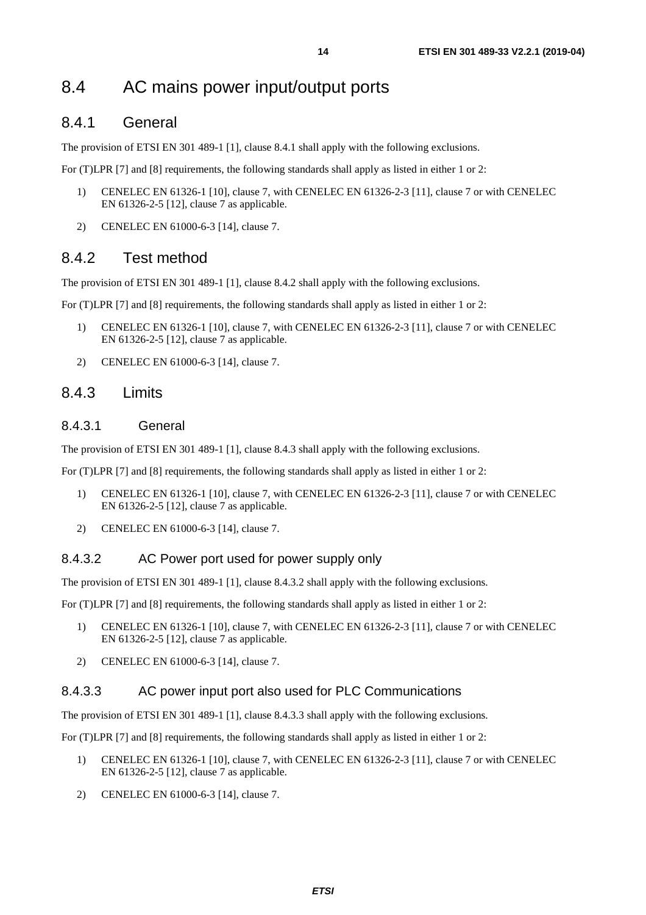# 8.4 AC mains power input/output ports

## 8.4.1 General

The provision of ETSI EN 301 489-1 [1], clause 8.4.1 shall apply with the following exclusions.

For (T)LPR [7] and [8] requirements, the following standards shall apply as listed in either 1 or 2:

1) CENELEC EN 61326-1 [10], clause 7, with CENELEC EN 61326-2-3 [11], clause 7 or with CENELEC EN 61326-2-5 [12], clause 7 as applicable.
2) CENELEC EN 61000-6-3 [14], clause 7.

## 8.4.2 Test method

The provision of ETSI EN 301 489-1 [1], clause 8.4.2 shall apply with the following exclusions.

For (T)LPR [7] and [8] requirements, the following standards shall apply as listed in either 1 or 2:

1) CENELEC EN 61326-1 [10], clause 7, with CENELEC EN 61326-2-3 [11], clause 7 or with CENELEC EN 61326-2-5 [12], clause 7 as applicable.
2) CENELEC EN 61000-6-3 [14], clause 7.

## 8.4.3 Limits

### 8.4.3.1 General

The provision of ETSI EN 301 489-1 [1], clause 8.4.3 shall apply with the following exclusions.

For (T)LPR [7] and [8] requirements, the following standards shall apply as listed in either 1 or 2:

1) CENELEC EN 61326-1 [10], clause 7, with CENELEC EN 61326-2-3 [11], clause 7 or with CENELEC EN 61326-2-5 [12], clause 7 as applicable.
2) CENELEC EN 61000-6-3 [14], clause 7.

### 8.4.3.2 AC Power port used for power supply only

The provision of ETSI EN 301 489-1 [1], clause 8.4.3.2 shall apply with the following exclusions.

For (T)LPR [7] and [8] requirements, the following standards shall apply as listed in either 1 or 2:

1) CENELEC EN 61326-1 [10], clause 7, with CENELEC EN 61326-2-3 [11], clause 7 or with CENELEC EN 61326-2-5 [12], clause 7 as applicable.
2) CENELEC EN 61000-6-3 [14], clause 7.

### 8.4.3.3 AC power input port also used for PLC Communications

The provision of ETSI EN 301 489-1 [1], clause 8.4.3.3 shall apply with the following exclusions.

For (T)LPR [7] and [8] requirements, the following standards shall apply as listed in either 1 or 2:

1) CENELEC EN 61326-1 [10], clause 7, with CENELEC EN 61326-2-3 [11], clause 7 or with CENELEC EN 61326-2-5 [12], clause 7 as applicable.
2) CENELEC EN 61000-6-3 [14], clause 7.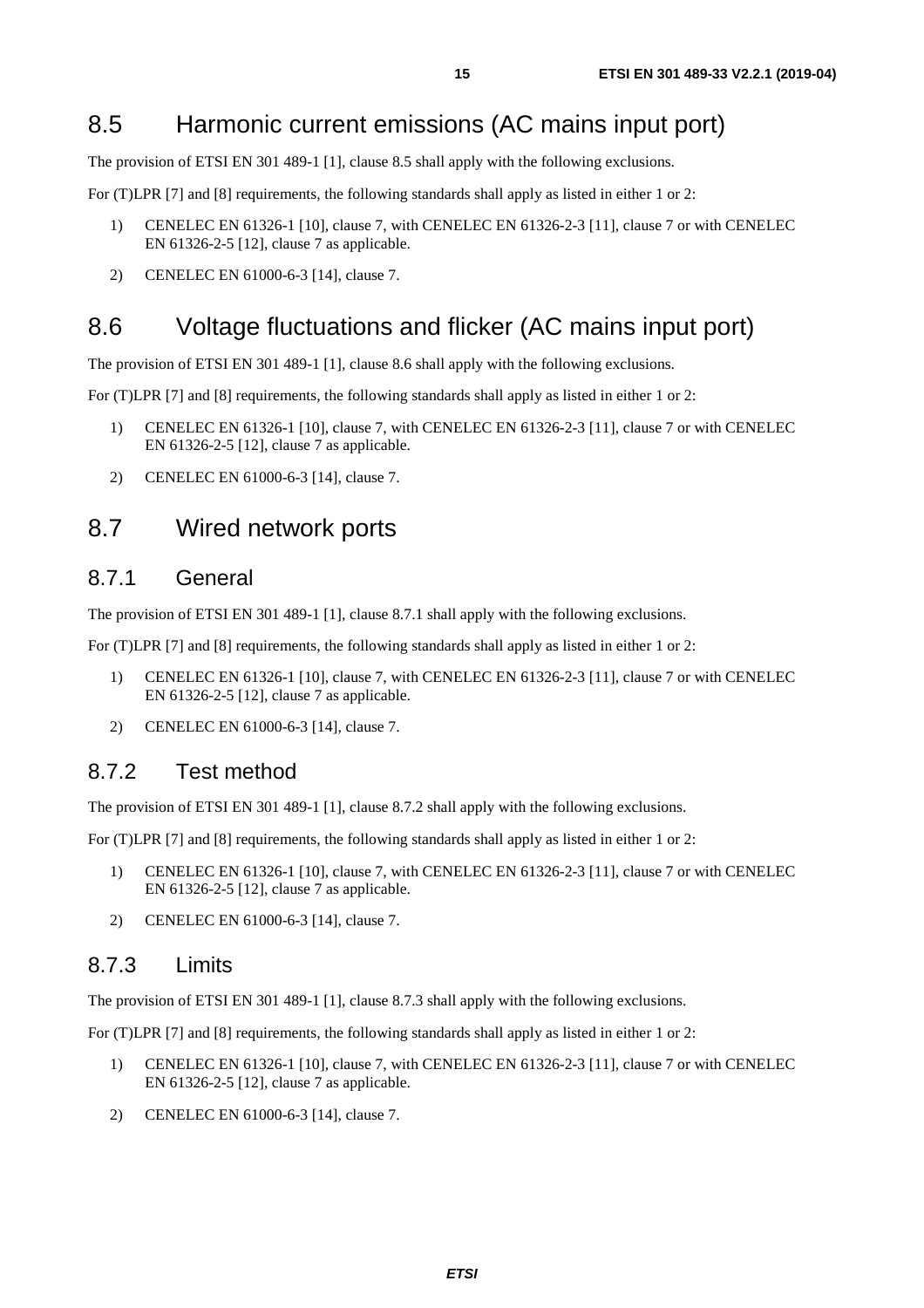## 8.5 Harmonic current emissions (AC mains input port)

The provision of ETSI EN 301 489-1 [1], clause 8.5 shall apply with the following exclusions.

For (T)LPR [7] and [8] requirements, the following standards shall apply as listed in either 1 or 2:

1) CENELEC EN 61326-1 [10], clause 7, with CENELEC EN 61326-2-3 [11], clause 7 or with CENELEC EN 61326-2-5 [12], clause 7 as applicable.
2) CENELEC EN 61000-6-3 [14], clause 7.

## 8.6 Voltage fluctuations and flicker (AC mains input port)

The provision of ETSI EN 301 489-1 [1], clause 8.6 shall apply with the following exclusions.

For (T)LPR [7] and [8] requirements, the following standards shall apply as listed in either 1 or 2:

1) CENELEC EN 61326-1 [10], clause 7, with CENELEC EN 61326-2-3 [11], clause 7 or with CENELEC EN 61326-2-5 [12], clause 7 as applicable.
2) CENELEC EN 61000-6-3 [14], clause 7.

## 8.7 Wired network ports

### 8.7.1 General

The provision of ETSI EN 301 489-1 [1], clause 8.7.1 shall apply with the following exclusions.

For (T)LPR [7] and [8] requirements, the following standards shall apply as listed in either 1 or 2:

1) CENELEC EN 61326-1 [10], clause 7, with CENELEC EN 61326-2-3 [11], clause 7 or with CENELEC EN 61326-2-5 [12], clause 7 as applicable.
2) CENELEC EN 61000-6-3 [14], clause 7.

### 8.7.2 Test method

The provision of ETSI EN 301 489-1 [1], clause 8.7.2 shall apply with the following exclusions.

For (T)LPR [7] and [8] requirements, the following standards shall apply as listed in either 1 or 2:

1) CENELEC EN 61326-1 [10], clause 7, with CENELEC EN 61326-2-3 [11], clause 7 or with CENELEC EN 61326-2-5 [12], clause 7 as applicable.
2) CENELEC EN 61000-6-3 [14], clause 7.

### 8.7.3 Limits

The provision of ETSI EN 301 489-1 [1], clause 8.7.3 shall apply with the following exclusions.

For (T)LPR [7] and [8] requirements, the following standards shall apply as listed in either 1 or 2:

1) CENELEC EN 61326-1 [10], clause 7, with CENELEC EN 61326-2-3 [11], clause 7 or with CENELEC EN 61326-2-5 [12], clause 7 as applicable.
2) CENELEC EN 61000-6-3 [14], clause 7.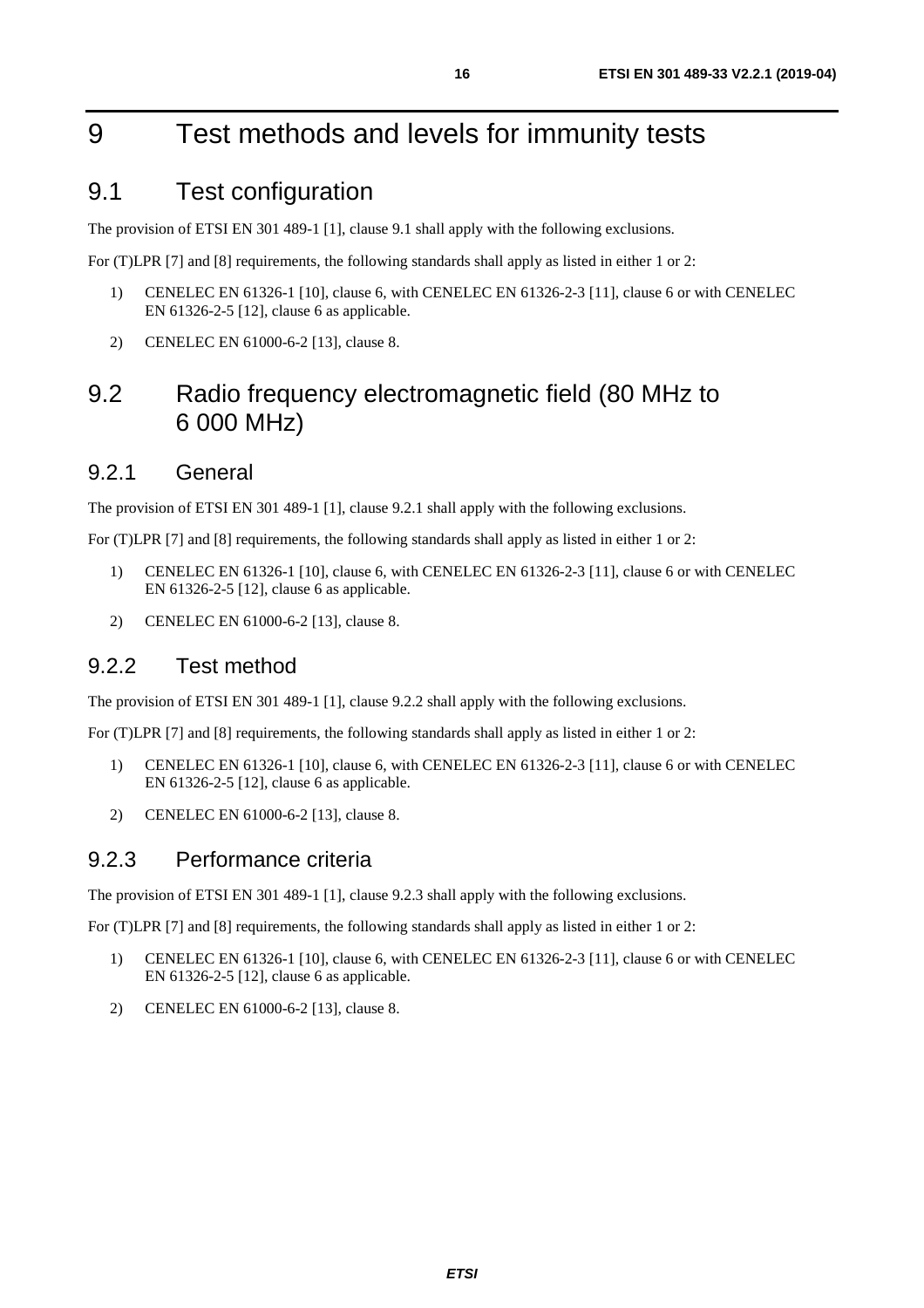# 9 Test methods and levels for immunity tests

## 9.1 Test configuration

The provision of ETSI EN 301 489-1 [1], clause 9.1 shall apply with the following exclusions.

For (T)LPR [7] and [8] requirements, the following standards shall apply as listed in either 1 or 2:

1) CENELEC EN 61326-1 [10], clause 6, with CENELEC EN 61326-2-3 [11], clause 6 or with CENELEC EN 61326-2-5 [12], clause 6 as applicable.

2) CENELEC EN 61000-6-2 [13], clause 8.

## 9.2 Radio frequency electromagnetic field (80 MHz to 6 000 MHz)

### 9.2.1 General

The provision of ETSI EN 301 489-1 [1], clause 9.2.1 shall apply with the following exclusions.

For (T)LPR [7] and [8] requirements, the following standards shall apply as listed in either 1 or 2:

1) CENELEC EN 61326-1 [10], clause 6, with CENELEC EN 61326-2-3 [11], clause 6 or with CENELEC EN 61326-2-5 [12], clause 6 as applicable.

2) CENELEC EN 61000-6-2 [13], clause 8.

### 9.2.2 Test method

The provision of ETSI EN 301 489-1 [1], clause 9.2.2 shall apply with the following exclusions.

For (T)LPR [7] and [8] requirements, the following standards shall apply as listed in either 1 or 2:

1) CENELEC EN 61326-1 [10], clause 6, with CENELEC EN 61326-2-3 [11], clause 6 or with CENELEC EN 61326-2-5 [12], clause 6 as applicable.

2) CENELEC EN 61000-6-2 [13], clause 8.

### 9.2.3 Performance criteria

The provision of ETSI EN 301 489-1 [1], clause 9.2.3 shall apply with the following exclusions.

For (T)LPR [7] and [8] requirements, the following standards shall apply as listed in either 1 or 2:

1) CENELEC EN 61326-1 [10], clause 6, with CENELEC EN 61326-2-3 [11], clause 6 or with CENELEC EN 61326-2-5 [12], clause 6 as applicable.

2) CENELEC EN 61000-6-2 [13], clause 8.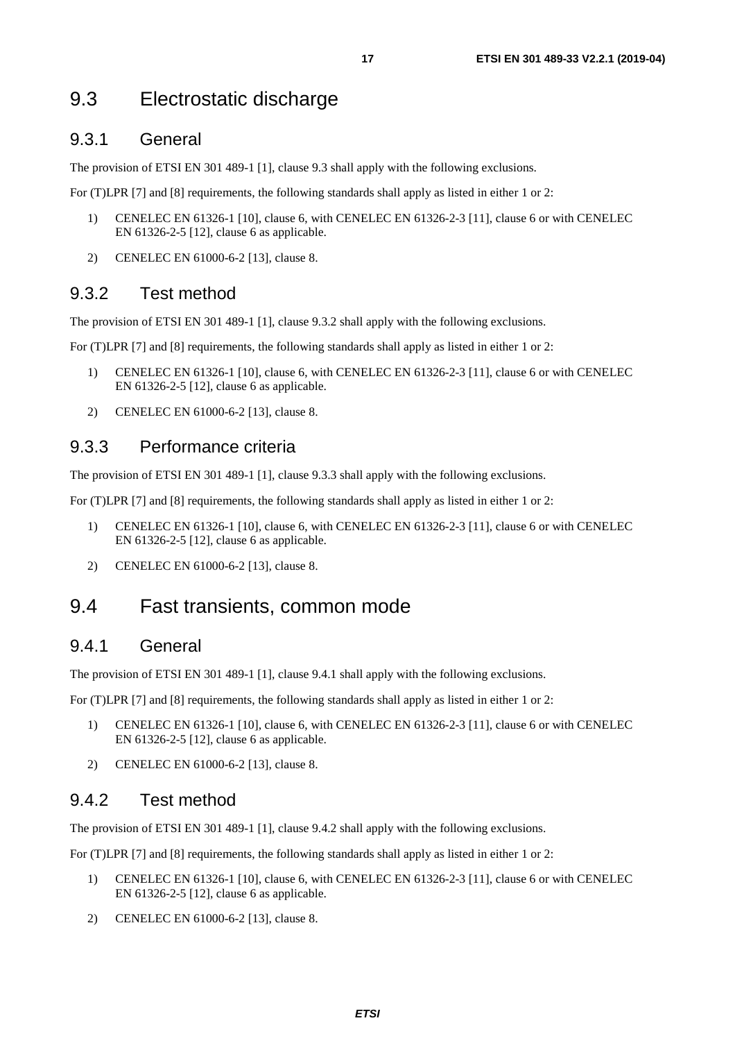## 9.3 Electrostatic discharge

### 9.3.1 General

The provision of ETSI EN 301 489-1 [1], clause 9.3 shall apply with the following exclusions.

For (T)LPR [7] and [8] requirements, the following standards shall apply as listed in either 1 or 2:

1) CENELEC EN 61326-1 [10], clause 6, with CENELEC EN 61326-2-3 [11], clause 6 or with CENELEC EN 61326-2-5 [12], clause 6 as applicable.

2) CENELEC EN 61000-6-2 [13], clause 8.

### 9.3.2 Test method

The provision of ETSI EN 301 489-1 [1], clause 9.3.2 shall apply with the following exclusions.

For (T)LPR [7] and [8] requirements, the following standards shall apply as listed in either 1 or 2:

1) CENELEC EN 61326-1 [10], clause 6, with CENELEC EN 61326-2-3 [11], clause 6 or with CENELEC EN 61326-2-5 [12], clause 6 as applicable.

2) CENELEC EN 61000-6-2 [13], clause 8.

### 9.3.3 Performance criteria

The provision of ETSI EN 301 489-1 [1], clause 9.3.3 shall apply with the following exclusions.

For (T)LPR [7] and [8] requirements, the following standards shall apply as listed in either 1 or 2:

1) CENELEC EN 61326-1 [10], clause 6, with CENELEC EN 61326-2-3 [11], clause 6 or with CENELEC EN 61326-2-5 [12], clause 6 as applicable.

2) CENELEC EN 61000-6-2 [13], clause 8.

## 9.4 Fast transients, common mode

### 9.4.1 General

The provision of ETSI EN 301 489-1 [1], clause 9.4.1 shall apply with the following exclusions.

For (T)LPR [7] and [8] requirements, the following standards shall apply as listed in either 1 or 2:

1) CENELEC EN 61326-1 [10], clause 6, with CENELEC EN 61326-2-3 [11], clause 6 or with CENELEC EN 61326-2-5 [12], clause 6 as applicable.

2) CENELEC EN 61000-6-2 [13], clause 8.

### 9.4.2 Test method

The provision of ETSI EN 301 489-1 [1], clause 9.4.2 shall apply with the following exclusions.

For (T)LPR [7] and [8] requirements, the following standards shall apply as listed in either 1 or 2:

1) CENELEC EN 61326-1 [10], clause 6, with CENELEC EN 61326-2-3 [11], clause 6 or with CENELEC EN 61326-2-5 [12], clause 6 as applicable.

2) CENELEC EN 61000-6-2 [13], clause 8.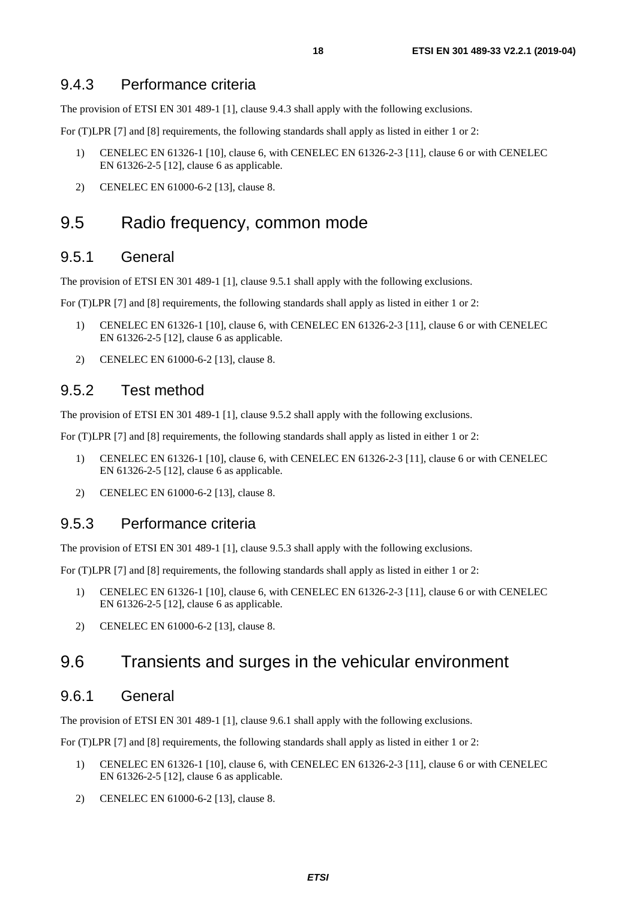### 9.4.3 Performance criteria

The provision of ETSI EN 301 489-1 [1], clause 9.4.3 shall apply with the following exclusions.

For (T)LPR [7] and [8] requirements, the following standards shall apply as listed in either 1 or 2:

1) CENELEC EN 61326-1 [10], clause 6, with CENELEC EN 61326-2-3 [11], clause 6 or with CENELEC EN 61326-2-5 [12], clause 6 as applicable.
2) CENELEC EN 61000-6-2 [13], clause 8.

## 9.5 Radio frequency, common mode

### 9.5.1 General

The provision of ETSI EN 301 489-1 [1], clause 9.5.1 shall apply with the following exclusions.

For (T)LPR [7] and [8] requirements, the following standards shall apply as listed in either 1 or 2:

1) CENELEC EN 61326-1 [10], clause 6, with CENELEC EN 61326-2-3 [11], clause 6 or with CENELEC EN 61326-2-5 [12], clause 6 as applicable.
2) CENELEC EN 61000-6-2 [13], clause 8.

### 9.5.2 Test method

The provision of ETSI EN 301 489-1 [1], clause 9.5.2 shall apply with the following exclusions.

For (T)LPR [7] and [8] requirements, the following standards shall apply as listed in either 1 or 2:

1) CENELEC EN 61326-1 [10], clause 6, with CENELEC EN 61326-2-3 [11], clause 6 or with CENELEC EN 61326-2-5 [12], clause 6 as applicable.
2) CENELEC EN 61000-6-2 [13], clause 8.

### 9.5.3 Performance criteria

The provision of ETSI EN 301 489-1 [1], clause 9.5.3 shall apply with the following exclusions.

For (T)LPR [7] and [8] requirements, the following standards shall apply as listed in either 1 or 2:

1) CENELEC EN 61326-1 [10], clause 6, with CENELEC EN 61326-2-3 [11], clause 6 or with CENELEC EN 61326-2-5 [12], clause 6 as applicable.
2) CENELEC EN 61000-6-2 [13], clause 8.

## 9.6 Transients and surges in the vehicular environment

### 9.6.1 General

The provision of ETSI EN 301 489-1 [1], clause 9.6.1 shall apply with the following exclusions.

For (T)LPR [7] and [8] requirements, the following standards shall apply as listed in either 1 or 2:

1) CENELEC EN 61326-1 [10], clause 6, with CENELEC EN 61326-2-3 [11], clause 6 or with CENELEC EN 61326-2-5 [12], clause 6 as applicable.
2) CENELEC EN 61000-6-2 [13], clause 8.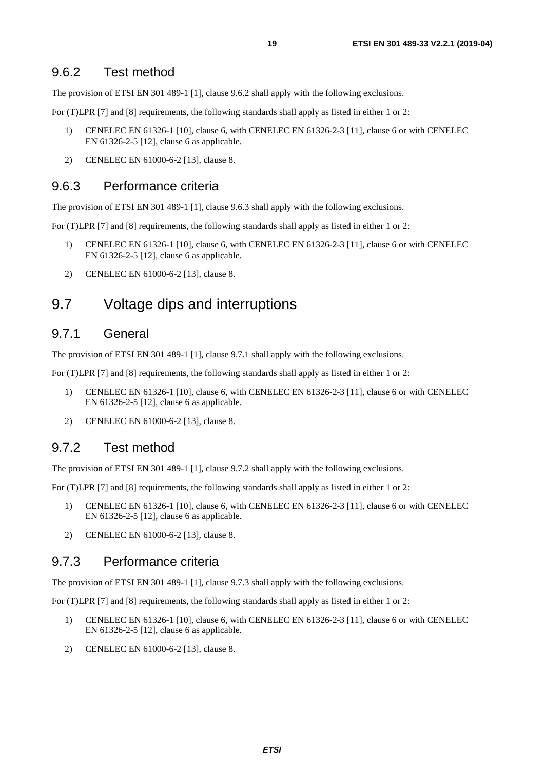### 9.6.2 Test method

The provision of ETSI EN 301 489-1 [1], clause 9.6.2 shall apply with the following exclusions.

For (T)LPR [7] and [8] requirements, the following standards shall apply as listed in either 1 or 2:

1) CENELEC EN 61326-1 [10], clause 6, with CENELEC EN 61326-2-3 [11], clause 6 or with CENELEC EN 61326-2-5 [12], clause 6 as applicable.
2) CENELEC EN 61000-6-2 [13], clause 8.

### 9.6.3 Performance criteria

The provision of ETSI EN 301 489-1 [1], clause 9.6.3 shall apply with the following exclusions.

For (T)LPR [7] and [8] requirements, the following standards shall apply as listed in either 1 or 2:

1) CENELEC EN 61326-1 [10], clause 6, with CENELEC EN 61326-2-3 [11], clause 6 or with CENELEC EN 61326-2-5 [12], clause 6 as applicable.
2) CENELEC EN 61000-6-2 [13], clause 8.

## 9.7 Voltage dips and interruptions

### 9.7.1 General

The provision of ETSI EN 301 489-1 [1], clause 9.7.1 shall apply with the following exclusions.

For (T)LPR [7] and [8] requirements, the following standards shall apply as listed in either 1 or 2:

1) CENELEC EN 61326-1 [10], clause 6, with CENELEC EN 61326-2-3 [11], clause 6 or with CENELEC EN 61326-2-5 [12], clause 6 as applicable.
2) CENELEC EN 61000-6-2 [13], clause 8.

### 9.7.2 Test method

The provision of ETSI EN 301 489-1 [1], clause 9.7.2 shall apply with the following exclusions.

For (T)LPR [7] and [8] requirements, the following standards shall apply as listed in either 1 or 2:

1) CENELEC EN 61326-1 [10], clause 6, with CENELEC EN 61326-2-3 [11], clause 6 or with CENELEC EN 61326-2-5 [12], clause 6 as applicable.
2) CENELEC EN 61000-6-2 [13], clause 8.

### 9.7.3 Performance criteria

The provision of ETSI EN 301 489-1 [1], clause 9.7.3 shall apply with the following exclusions.

For (T)LPR [7] and [8] requirements, the following standards shall apply as listed in either 1 or 2:

1) CENELEC EN 61326-1 [10], clause 6, with CENELEC EN 61326-2-3 [11], clause 6 or with CENELEC EN 61326-2-5 [12], clause 6 as applicable.
2) CENELEC EN 61000-6-2 [13], clause 8.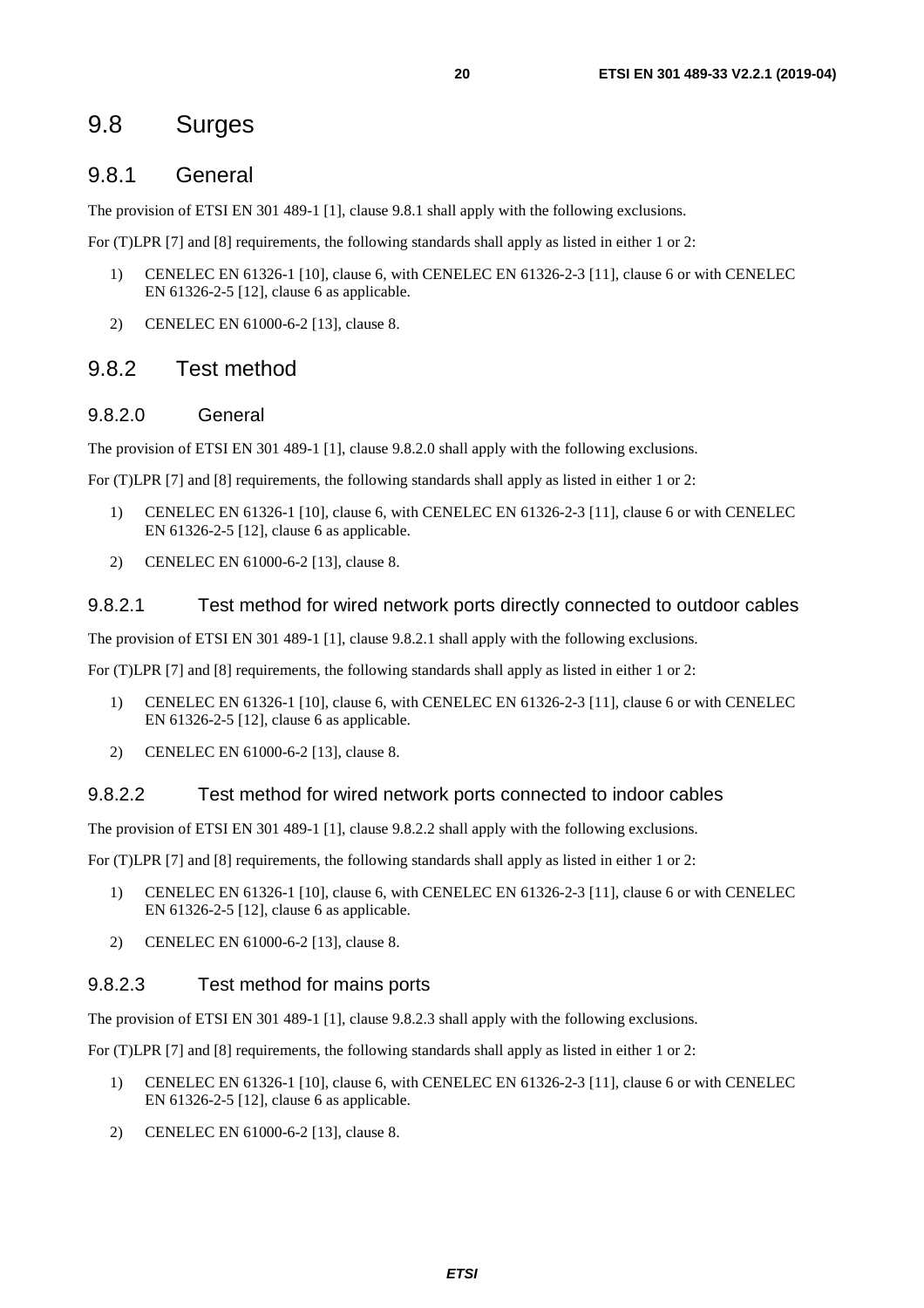# 9.8 Surges

## 9.8.1 General

The provision of ETSI EN 301 489-1 [1], clause 9.8.1 shall apply with the following exclusions.

For (T)LPR [7] and [8] requirements, the following standards shall apply as listed in either 1 or 2:

1) CENELEC EN 61326-1 [10], clause 6, with CENELEC EN 61326-2-3 [11], clause 6 or with CENELEC EN 61326-2-5 [12], clause 6 as applicable.
2) CENELEC EN 61000-6-2 [13], clause 8.

## 9.8.2 Test method

### 9.8.2.0 General

The provision of ETSI EN 301 489-1 [1], clause 9.8.2.0 shall apply with the following exclusions.

For (T)LPR [7] and [8] requirements, the following standards shall apply as listed in either 1 or 2:

1) CENELEC EN 61326-1 [10], clause 6, with CENELEC EN 61326-2-3 [11], clause 6 or with CENELEC EN 61326-2-5 [12], clause 6 as applicable.
2) CENELEC EN 61000-6-2 [13], clause 8.

### 9.8.2.1 Test method for wired network ports directly connected to outdoor cables

The provision of ETSI EN 301 489-1 [1], clause 9.8.2.1 shall apply with the following exclusions.

For (T)LPR [7] and [8] requirements, the following standards shall apply as listed in either 1 or 2:

1) CENELEC EN 61326-1 [10], clause 6, with CENELEC EN 61326-2-3 [11], clause 6 or with CENELEC EN 61326-2-5 [12], clause 6 as applicable.
2) CENELEC EN 61000-6-2 [13], clause 8.

### 9.8.2.2 Test method for wired network ports connected to indoor cables

The provision of ETSI EN 301 489-1 [1], clause 9.8.2.2 shall apply with the following exclusions.

For (T)LPR [7] and [8] requirements, the following standards shall apply as listed in either 1 or 2:

1) CENELEC EN 61326-1 [10], clause 6, with CENELEC EN 61326-2-3 [11], clause 6 or with CENELEC EN 61326-2-5 [12], clause 6 as applicable.
2) CENELEC EN 61000-6-2 [13], clause 8.

### 9.8.2.3 Test method for mains ports

The provision of ETSI EN 301 489-1 [1], clause 9.8.2.3 shall apply with the following exclusions.

For (T)LPR [7] and [8] requirements, the following standards shall apply as listed in either 1 or 2:

1) CENELEC EN 61326-1 [10], clause 6, with CENELEC EN 61326-2-3 [11], clause 6 or with CENELEC EN 61326-2-5 [12], clause 6 as applicable.
2) CENELEC EN 61000-6-2 [13], clause 8.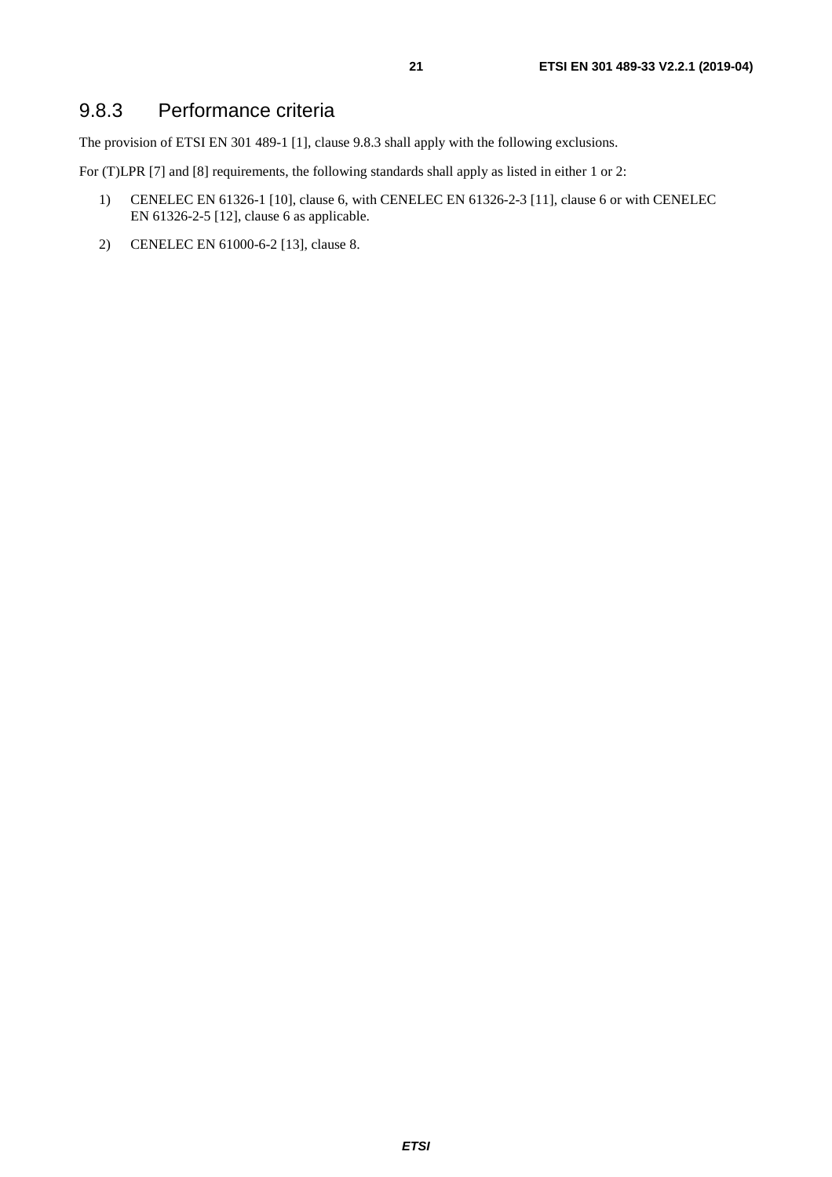### 9.8.3 Performance criteria

The provision of ETSI EN 301 489-1 [1], clause 9.8.3 shall apply with the following exclusions.

For (T)LPR [7] and [8] requirements, the following standards shall apply as listed in either 1 or 2:

1) CENELEC EN 61326-1 [10], clause 6, with CENELEC EN 61326-2-3 [11], clause 6 or with CENELEC EN 61326-2-5 [12], clause 6 as applicable.

2) CENELEC EN 61000-6-2 [13], clause 8.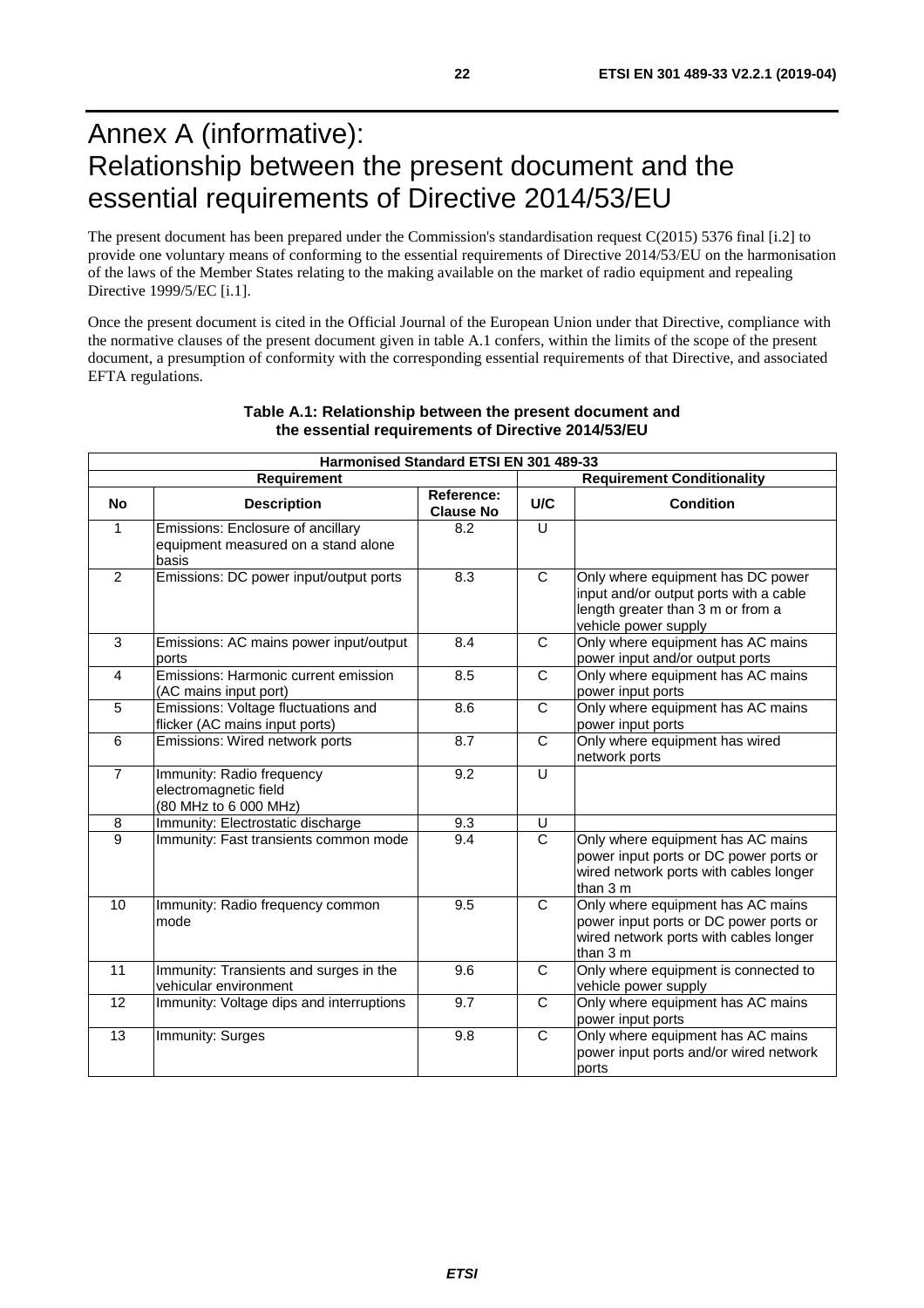# Annex A (informative): Relationship between the present document and the essential requirements of Directive 2014/53/EU

The present document has been prepared under the Commission's standardisation request C(2015) 5376 final [i.2] to provide one voluntary means of conforming to the essential requirements of Directive 2014/53/EU on the harmonisation of the laws of the Member States relating to the making available on the market of radio equipment and repealing Directive 1999/5/EC [i.1].

Once the present document is cited in the Official Journal of the European Union under that Directive, compliance with the normative clauses of the present document given in table A.1 confers, within the limits of the scope of the present document, a presumption of conformity with the corresponding essential requirements of that Directive, and associated EFTA regulations.

**Table A.1: Relationship between the present document and the essential requirements of Directive 2014/53/EU**

| Harmonised Standard ETSI EN 301 489-33 | | | | |
|---|---|---|---|---|
| **Requirement** | | | **Requirement Conditionality** | |
| **No** | **Description** | **Reference: Clause No** | **U/C** | **Condition** |
| 1 | Emissions: Enclosure of ancillary equipment measured on a stand alone basis | 8.2 | U | |
| 2 | Emissions: DC power input/output ports | 8.3 | C | Only where equipment has DC power input and/or output ports with a cable length greater than 3 m or from a vehicle power supply |
| 3 | Emissions: AC mains power input/output ports | 8.4 | C | Only where equipment has AC mains power input and/or output ports |
| 4 | Emissions: Harmonic current emission (AC mains input port) | 8.5 | C | Only where equipment has AC mains power input ports |
| 5 | Emissions: Voltage fluctuations and flicker (AC mains input ports) | 8.6 | C | Only where equipment has AC mains power input ports |
| 6 | Emissions: Wired network ports | 8.7 | C | Only where equipment has wired network ports |
| 7 | Immunity: Radio frequency electromagnetic field (80 MHz to 6 000 MHz) | 9.2 | U | |
| 8 | Immunity: Electrostatic discharge | 9.3 | U | |
| 9 | Immunity: Fast transients common mode | 9.4 | C | Only where equipment has AC mains power input ports or DC power ports or wired network ports with cables longer than 3 m |
| 10 | Immunity: Radio frequency common mode | 9.5 | C | Only where equipment has AC mains power input ports or DC power ports or wired network ports with cables longer than 3 m |
| 11 | Immunity: Transients and surges in the vehicular environment | 9.6 | C | Only where equipment is connected to vehicle power supply |
| 12 | Immunity: Voltage dips and interruptions | 9.7 | C | Only where equipment has AC mains power input ports |
| 13 | Immunity: Surges | 9.8 | C | Only where equipment has AC mains power input ports and/or wired network ports |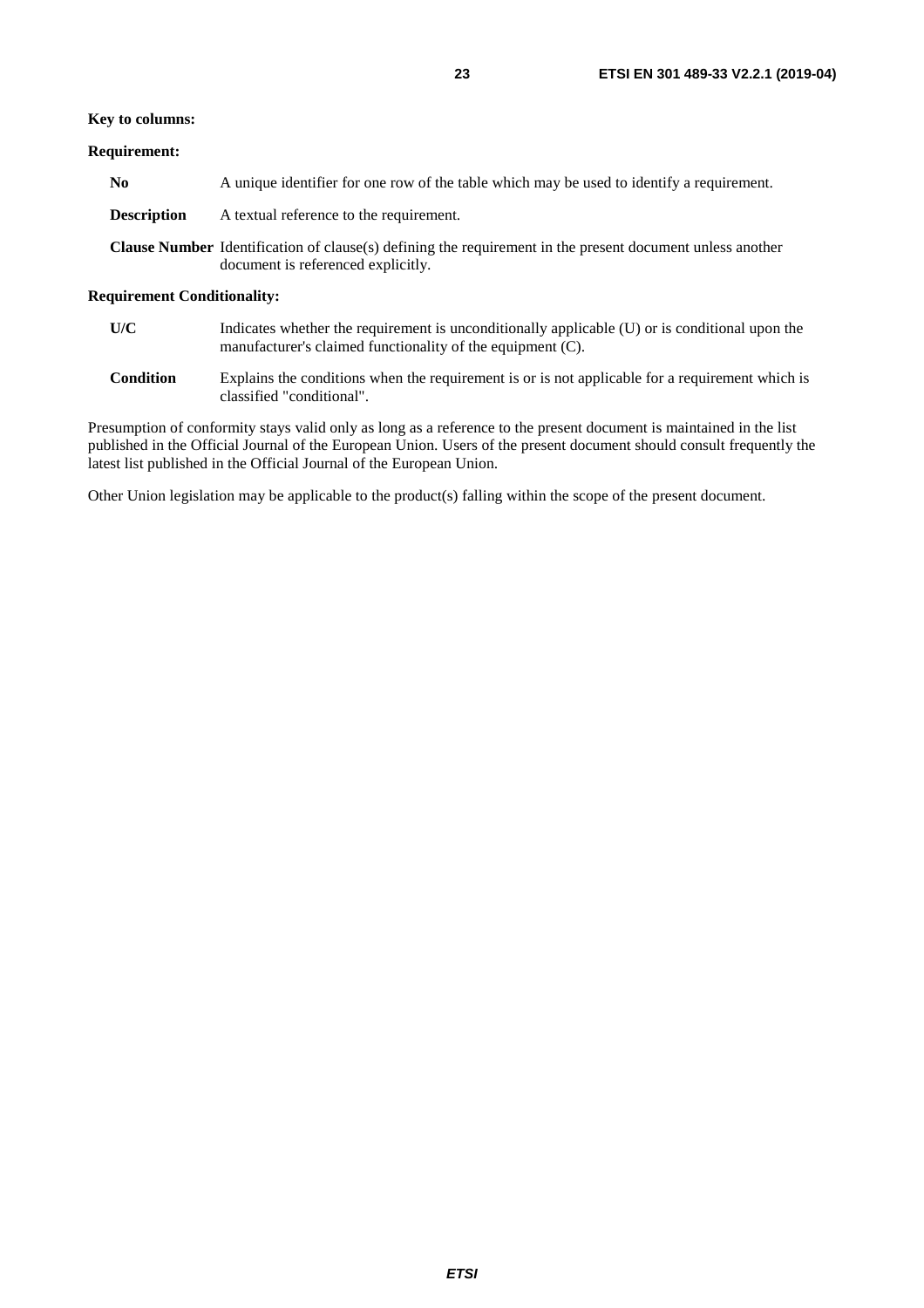**Key to columns:**

**Requirement:**

**No** A unique identifier for one row of the table which may be used to identify a requirement.

**Description** A textual reference to the requirement.

**Clause Number** Identification of clause(s) defining the requirement in the present document unless another document is referenced explicitly.

**Requirement Conditionality:**

**U/C** Indicates whether the requirement is unconditionally applicable (U) or is conditional upon the manufacturer's claimed functionality of the equipment (C).

**Condition** Explains the conditions when the requirement is or is not applicable for a requirement which is classified "conditional".

Presumption of conformity stays valid only as long as a reference to the present document is maintained in the list published in the Official Journal of the European Union. Users of the present document should consult frequently the latest list published in the Official Journal of the European Union.

Other Union legislation may be applicable to the product(s) falling within the scope of the present document.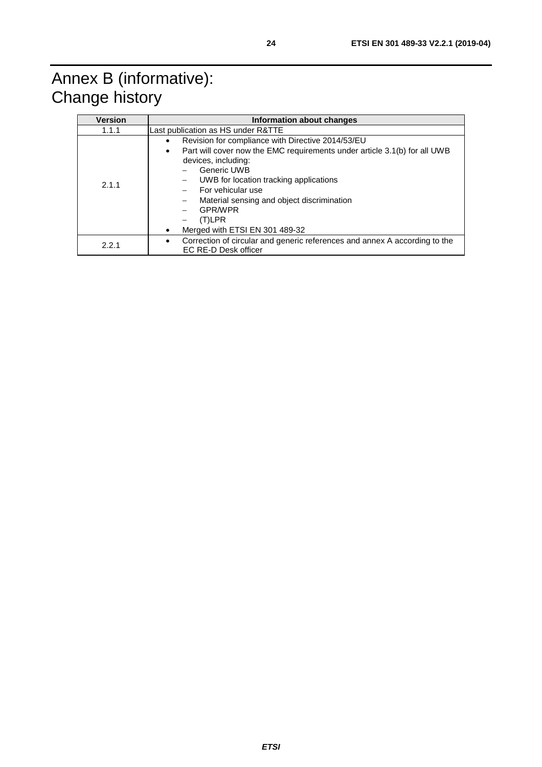# Annex B (informative): Change history

| Version | Information about changes |
| --- | --- |
| 1.1.1 | Last publication as HS under R&TTE |
| 2.1.1 | • Revision for compliance with Directive 2014/53/EU<br>• Part will cover now the EMC requirements under article 3.1(b) for all UWB devices, including:<br>  – Generic UWB<br>  – UWB for location tracking applications<br>  – For vehicular use<br>  – Material sensing and object discrimination<br>  – GPR/WPR<br>  – (T)LPR<br>• Merged with ETSI EN 301 489-32 |
| 2.2.1 | • Correction of circular and generic references and annex A according to the EC RE-D Desk officer |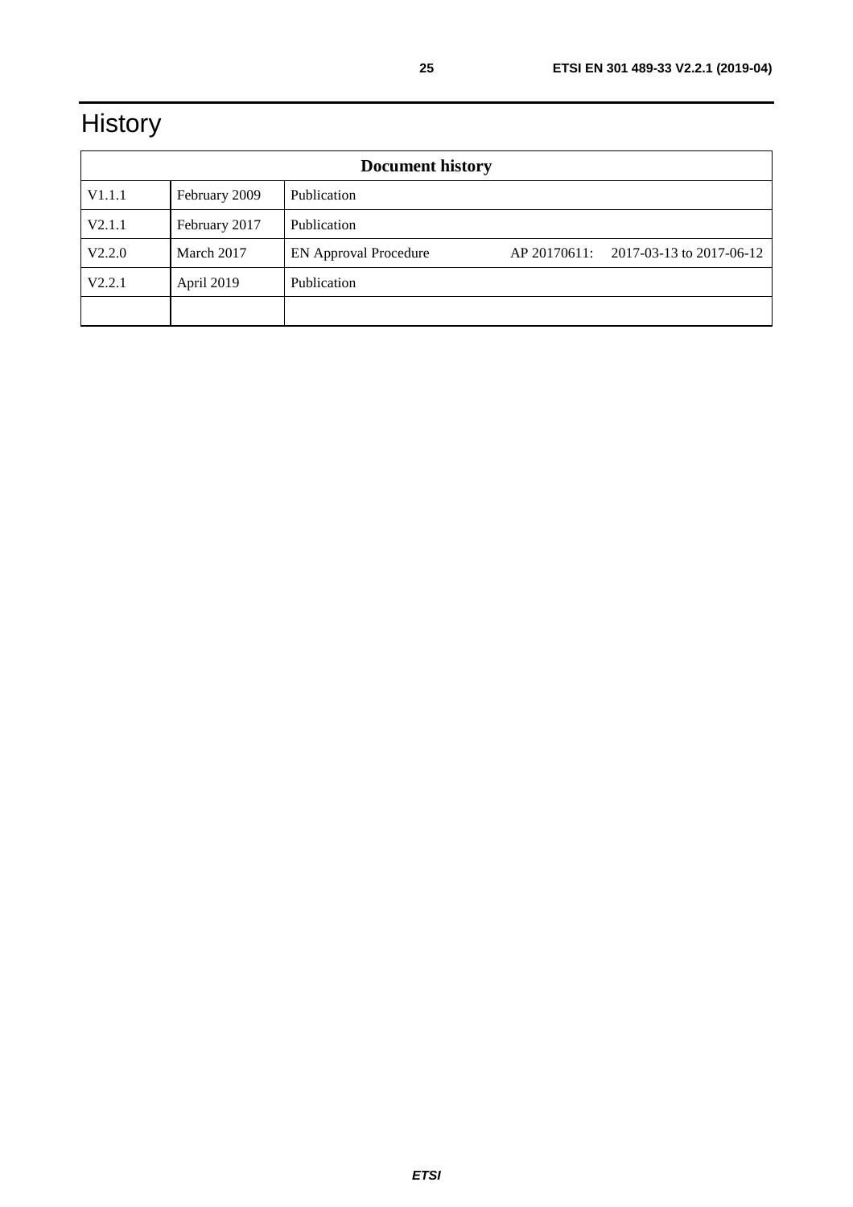# History

| Document history | | |
|---|---|---|
| V1.1.1 | February 2009 | Publication |
| V2.1.1 | February 2017 | Publication |
| V2.2.0 | March 2017 | EN Approval Procedure AP 20170611: 2017-03-13 to 2017-06-12 |
| V2.2.1 | April 2019 | Publication |
| | | |